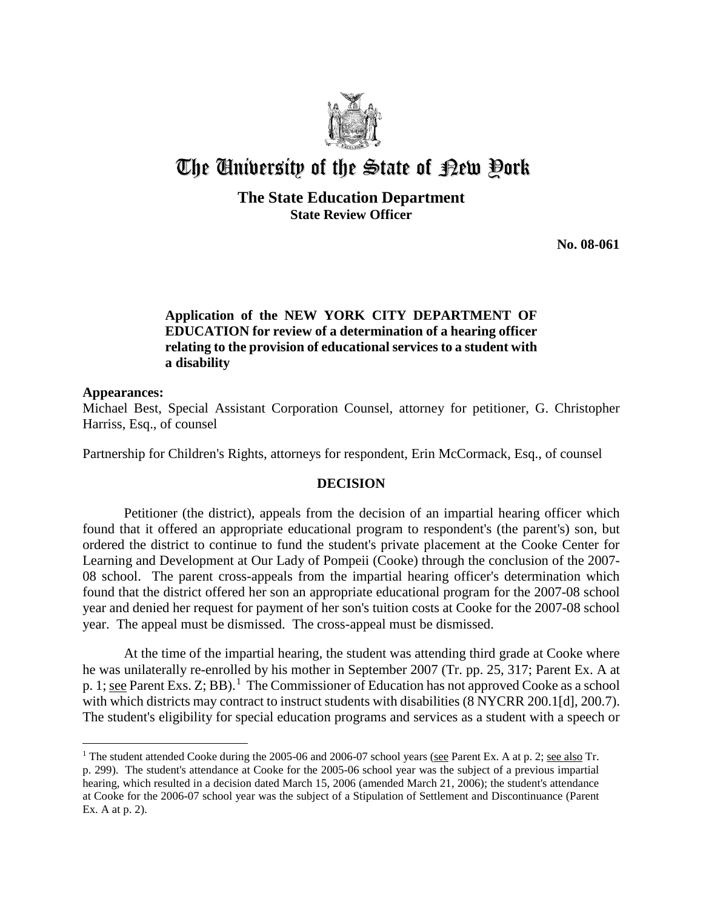# The University of the State of New York

## The State Education Department
### State Review Officer

**No. 08-061**

**Application of the NEW YORK CITY DEPARTMENT OF EDUCATION for review of a determination of a hearing officer relating to the provision of educational services to a student with a disability**

**Appearances:**

Michael Best, Special Assistant Corporation Counsel, attorney for petitioner, G. Christopher Harriss, Esq., of counsel

Partnership for Children's Rights, attorneys for respondent, Erin McCormack, Esq., of counsel

## DECISION

Petitioner (the district), appeals from the decision of an impartial hearing officer which found that it offered an appropriate educational program to respondent's (the parent's) son, but ordered the district to continue to fund the student's private placement at the Cooke Center for Learning and Development at Our Lady of Pompeii (Cooke) through the conclusion of the 2007-08 school. The parent cross-appeals from the impartial hearing officer's determination which found that the district offered her son an appropriate educational program for the 2007-08 school year and denied her request for payment of her son's tuition costs at Cooke for the 2007-08 school year. The appeal must be dismissed. The cross-appeal must be dismissed.

At the time of the impartial hearing, the student was attending third grade at Cooke where he was unilaterally re-enrolled by his mother in September 2007 (Tr. pp. 25, 317; Parent Ex. A at p. 1; see Parent Exs. Z; BB).[1] The Commissioner of Education has not approved Cooke as a school with which districts may contract to instruct students with disabilities (8 NYCRR 200.1[d], 200.7). The student's eligibility for special education programs and services as a student with a speech or

[1] The student attended Cooke during the 2005-06 and 2006-07 school years (see Parent Ex. A at p. 2; see also Tr. p. 299). The student's attendance at Cooke for the 2005-06 school year was the subject of a previous impartial hearing, which resulted in a decision dated March 15, 2006 (amended March 21, 2006); the student's attendance at Cooke for the 2006-07 school year was the subject of a Stipulation of Settlement and Discontinuance (Parent Ex. A at p. 2).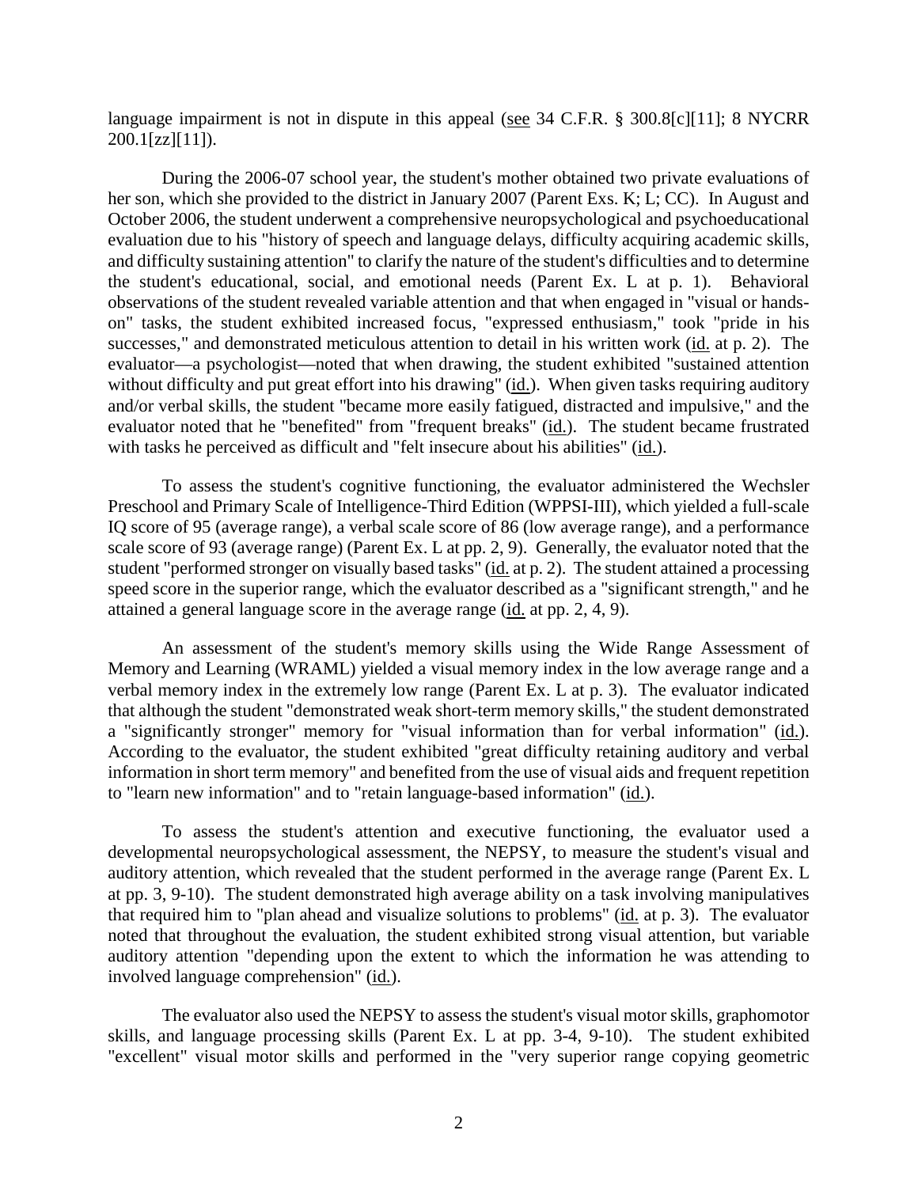language impairment is not in dispute in this appeal (see 34 C.F.R. § 300.8[c][11]; 8 NYCRR 200.1[zz][11]).

During the 2006-07 school year, the student's mother obtained two private evaluations of her son, which she provided to the district in January 2007 (Parent Exs. K; L; CC). In August and October 2006, the student underwent a comprehensive neuropsychological and psychoeducational evaluation due to his "history of speech and language delays, difficulty acquiring academic skills, and difficulty sustaining attention" to clarify the nature of the student's difficulties and to determine the student's educational, social, and emotional needs (Parent Ex. L at p. 1). Behavioral observations of the student revealed variable attention and that when engaged in "visual or hands-on" tasks, the student exhibited increased focus, "expressed enthusiasm," took "pride in his successes," and demonstrated meticulous attention to detail in his written work (id. at p. 2). The evaluator—a psychologist—noted that when drawing, the student exhibited "sustained attention without difficulty and put great effort into his drawing" (id.). When given tasks requiring auditory and/or verbal skills, the student "became more easily fatigued, distracted and impulsive," and the evaluator noted that he "benefited" from "frequent breaks" (id.). The student became frustrated with tasks he perceived as difficult and "felt insecure about his abilities" (id.).

To assess the student's cognitive functioning, the evaluator administered the Wechsler Preschool and Primary Scale of Intelligence-Third Edition (WPPSI-III), which yielded a full-scale IQ score of 95 (average range), a verbal scale score of 86 (low average range), and a performance scale score of 93 (average range) (Parent Ex. L at pp. 2, 9). Generally, the evaluator noted that the student "performed stronger on visually based tasks" (id. at p. 2). The student attained a processing speed score in the superior range, which the evaluator described as a "significant strength," and he attained a general language score in the average range (id. at pp. 2, 4, 9).

An assessment of the student's memory skills using the Wide Range Assessment of Memory and Learning (WRAML) yielded a visual memory index in the low average range and a verbal memory index in the extremely low range (Parent Ex. L at p. 3). The evaluator indicated that although the student "demonstrated weak short-term memory skills," the student demonstrated a "significantly stronger" memory for "visual information than for verbal information" (id.). According to the evaluator, the student exhibited "great difficulty retaining auditory and verbal information in short term memory" and benefited from the use of visual aids and frequent repetition to "learn new information" and to "retain language-based information" (id.).

To assess the student's attention and executive functioning, the evaluator used a developmental neuropsychological assessment, the NEPSY, to measure the student's visual and auditory attention, which revealed that the student performed in the average range (Parent Ex. L at pp. 3, 9-10). The student demonstrated high average ability on a task involving manipulatives that required him to "plan ahead and visualize solutions to problems" (id. at p. 3). The evaluator noted that throughout the evaluation, the student exhibited strong visual attention, but variable auditory attention "depending upon the extent to which the information he was attending to involved language comprehension" (id.).

The evaluator also used the NEPSY to assess the student's visual motor skills, graphomotor skills, and language processing skills (Parent Ex. L at pp. 3-4, 9-10). The student exhibited "excellent" visual motor skills and performed in the "very superior range copying geometric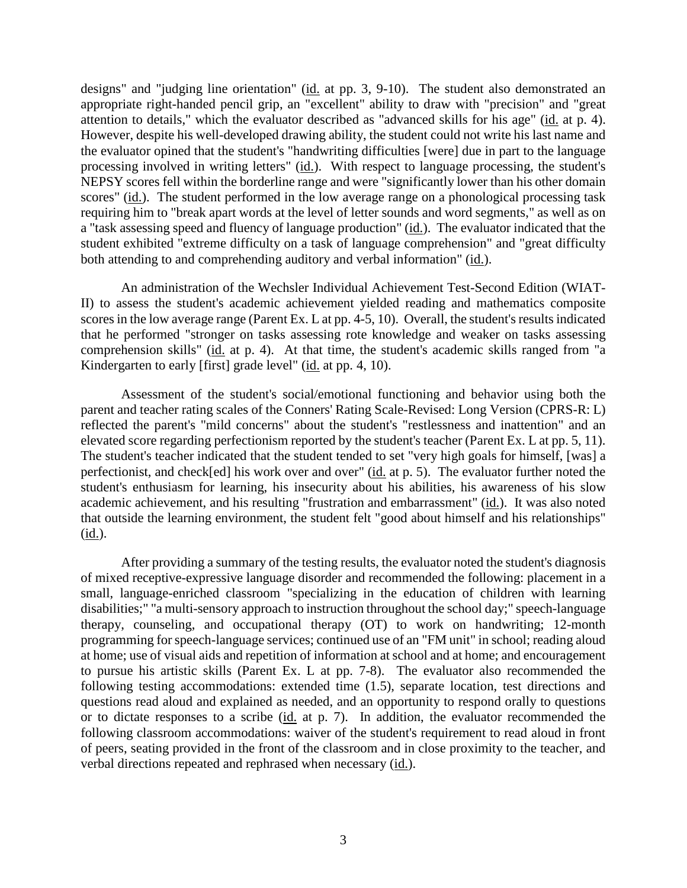designs" and "judging line orientation" (id. at pp. 3, 9-10). The student also demonstrated an appropriate right-handed pencil grip, an "excellent" ability to draw with "precision" and "great attention to details," which the evaluator described as "advanced skills for his age" (id. at p. 4). However, despite his well-developed drawing ability, the student could not write his last name and the evaluator opined that the student's "handwriting difficulties [were] due in part to the language processing involved in writing letters" (id.). With respect to language processing, the student's NEPSY scores fell within the borderline range and were "significantly lower than his other domain scores" (id.). The student performed in the low average range on a phonological processing task requiring him to "break apart words at the level of letter sounds and word segments," as well as on a "task assessing speed and fluency of language production" (id.). The evaluator indicated that the student exhibited "extreme difficulty on a task of language comprehension" and "great difficulty both attending to and comprehending auditory and verbal information" (id.).

An administration of the Wechsler Individual Achievement Test-Second Edition (WIAT-II) to assess the student's academic achievement yielded reading and mathematics composite scores in the low average range (Parent Ex. L at pp. 4-5, 10). Overall, the student's results indicated that he performed "stronger on tasks assessing rote knowledge and weaker on tasks assessing comprehension skills" (id. at p. 4). At that time, the student's academic skills ranged from "a Kindergarten to early [first] grade level" (id. at pp. 4, 10).

Assessment of the student's social/emotional functioning and behavior using both the parent and teacher rating scales of the Conners' Rating Scale-Revised: Long Version (CPRS-R: L) reflected the parent's "mild concerns" about the student's "restlessness and inattention" and an elevated score regarding perfectionism reported by the student's teacher (Parent Ex. L at pp. 5, 11). The student's teacher indicated that the student tended to set "very high goals for himself, [was] a perfectionist, and check[ed] his work over and over" (id. at p. 5). The evaluator further noted the student's enthusiasm for learning, his insecurity about his abilities, his awareness of his slow academic achievement, and his resulting "frustration and embarrassment" (id.). It was also noted that outside the learning environment, the student felt "good about himself and his relationships" (id.).

After providing a summary of the testing results, the evaluator noted the student's diagnosis of mixed receptive-expressive language disorder and recommended the following: placement in a small, language-enriched classroom "specializing in the education of children with learning disabilities;" "a multi-sensory approach to instruction throughout the school day;" speech-language therapy, counseling, and occupational therapy (OT) to work on handwriting; 12-month programming for speech-language services; continued use of an "FM unit" in school; reading aloud at home; use of visual aids and repetition of information at school and at home; and encouragement to pursue his artistic skills (Parent Ex. L at pp. 7-8). The evaluator also recommended the following testing accommodations: extended time (1.5), separate location, test directions and questions read aloud and explained as needed, and an opportunity to respond orally to questions or to dictate responses to a scribe (id. at p. 7). In addition, the evaluator recommended the following classroom accommodations: waiver of the student's requirement to read aloud in front of peers, seating provided in the front of the classroom and in close proximity to the teacher, and verbal directions repeated and rephrased when necessary (id.).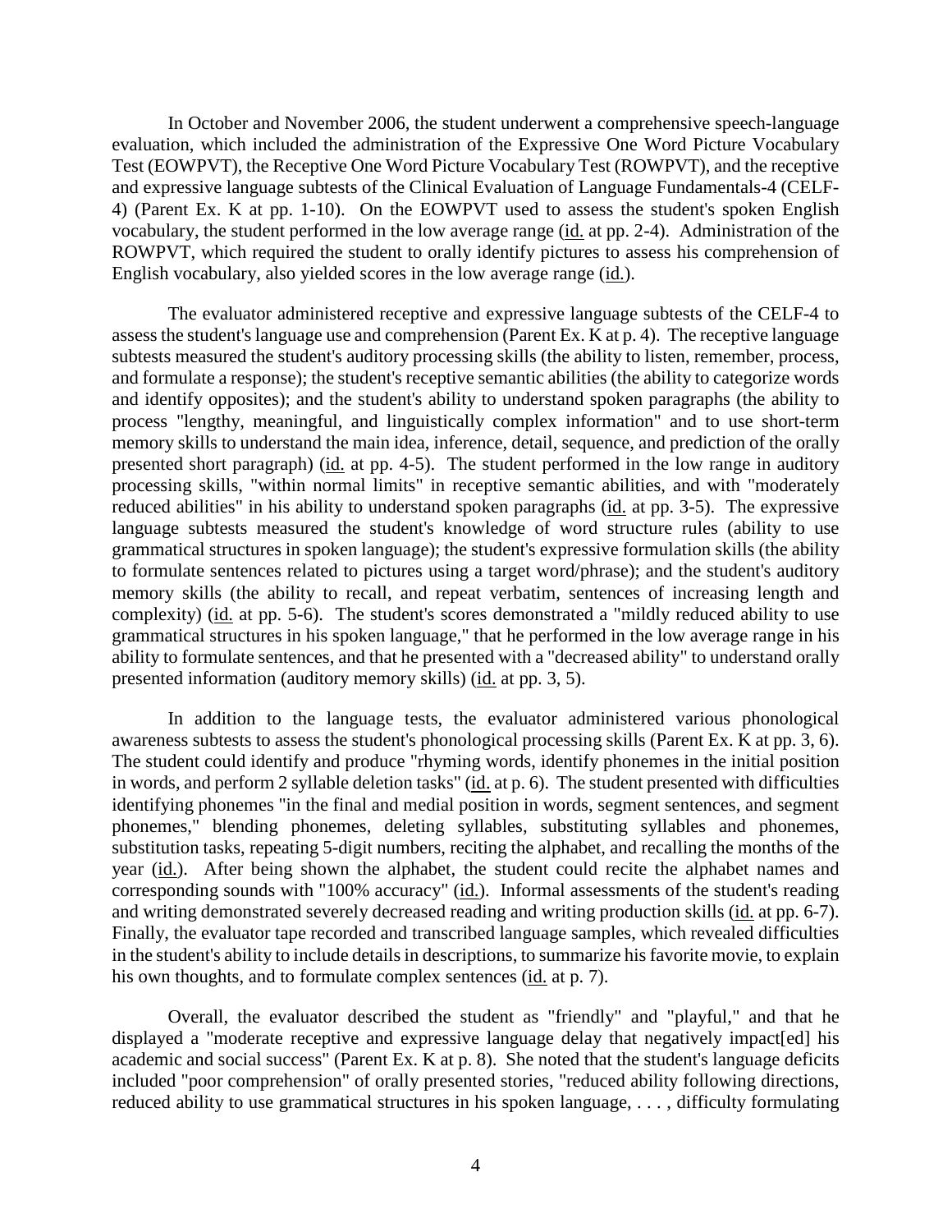In October and November 2006, the student underwent a comprehensive speech-language evaluation, which included the administration of the Expressive One Word Picture Vocabulary Test (EOWPVT), the Receptive One Word Picture Vocabulary Test (ROWPVT), and the receptive and expressive language subtests of the Clinical Evaluation of Language Fundamentals-4 (CELF-4) (Parent Ex. K at pp. 1-10). On the EOWPVT used to assess the student's spoken English vocabulary, the student performed in the low average range (id. at pp. 2-4). Administration of the ROWPVT, which required the student to orally identify pictures to assess his comprehension of English vocabulary, also yielded scores in the low average range (id.).

The evaluator administered receptive and expressive language subtests of the CELF-4 to assess the student's language use and comprehension (Parent Ex. K at p. 4). The receptive language subtests measured the student's auditory processing skills (the ability to listen, remember, process, and formulate a response); the student's receptive semantic abilities (the ability to categorize words and identify opposites); and the student's ability to understand spoken paragraphs (the ability to process "lengthy, meaningful, and linguistically complex information" and to use short-term memory skills to understand the main idea, inference, detail, sequence, and prediction of the orally presented short paragraph) (id. at pp. 4-5). The student performed in the low range in auditory processing skills, "within normal limits" in receptive semantic abilities, and with "moderately reduced abilities" in his ability to understand spoken paragraphs (id. at pp. 3-5). The expressive language subtests measured the student's knowledge of word structure rules (ability to use grammatical structures in spoken language); the student's expressive formulation skills (the ability to formulate sentences related to pictures using a target word/phrase); and the student's auditory memory skills (the ability to recall, and repeat verbatim, sentences of increasing length and complexity) (id. at pp. 5-6). The student's scores demonstrated a "mildly reduced ability to use grammatical structures in his spoken language," that he performed in the low average range in his ability to formulate sentences, and that he presented with a "decreased ability" to understand orally presented information (auditory memory skills) (id. at pp. 3, 5).

In addition to the language tests, the evaluator administered various phonological awareness subtests to assess the student's phonological processing skills (Parent Ex. K at pp. 3, 6). The student could identify and produce "rhyming words, identify phonemes in the initial position in words, and perform 2 syllable deletion tasks" (id. at p. 6). The student presented with difficulties identifying phonemes "in the final and medial position in words, segment sentences, and segment phonemes," blending phonemes, deleting syllables, substituting syllables and phonemes, substitution tasks, repeating 5-digit numbers, reciting the alphabet, and recalling the months of the year (id.). After being shown the alphabet, the student could recite the alphabet names and corresponding sounds with "100% accuracy" (id.). Informal assessments of the student's reading and writing demonstrated severely decreased reading and writing production skills (id. at pp. 6-7). Finally, the evaluator tape recorded and transcribed language samples, which revealed difficulties in the student's ability to include details in descriptions, to summarize his favorite movie, to explain his own thoughts, and to formulate complex sentences (id. at p. 7).

Overall, the evaluator described the student as "friendly" and "playful," and that he displayed a "moderate receptive and expressive language delay that negatively impact[ed] his academic and social success" (Parent Ex. K at p. 8). She noted that the student's language deficits included "poor comprehension" of orally presented stories, "reduced ability following directions, reduced ability to use grammatical structures in his spoken language, . . . , difficulty formulating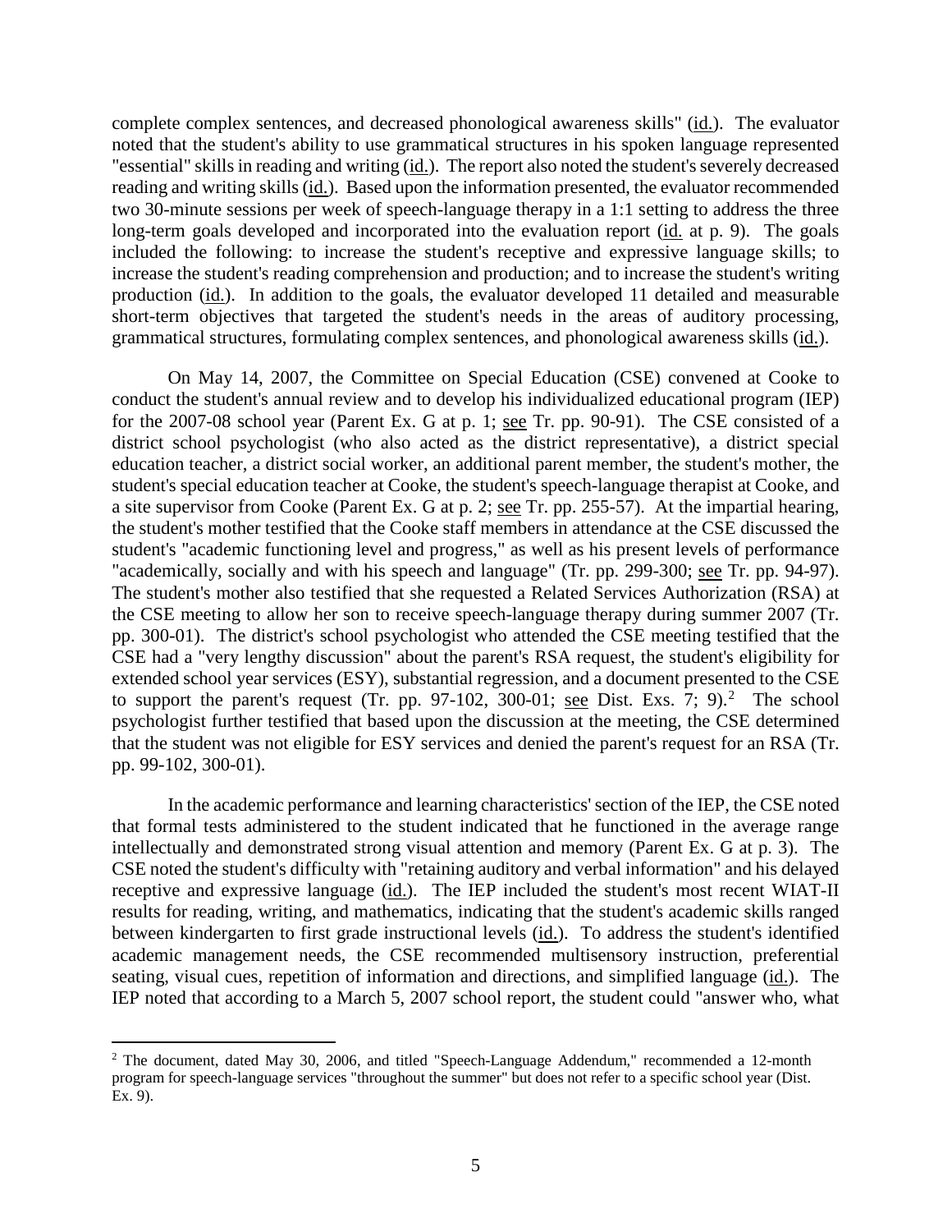complete complex sentences, and decreased phonological awareness skills" (id.). The evaluator noted that the student's ability to use grammatical structures in his spoken language represented "essential" skills in reading and writing (id.). The report also noted the student's severely decreased reading and writing skills (id.). Based upon the information presented, the evaluator recommended two 30-minute sessions per week of speech-language therapy in a 1:1 setting to address the three long-term goals developed and incorporated into the evaluation report (id. at p. 9). The goals included the following: to increase the student's receptive and expressive language skills; to increase the student's reading comprehension and production; and to increase the student's writing production (id.). In addition to the goals, the evaluator developed 11 detailed and measurable short-term objectives that targeted the student's needs in the areas of auditory processing, grammatical structures, formulating complex sentences, and phonological awareness skills (id.).

On May 14, 2007, the Committee on Special Education (CSE) convened at Cooke to conduct the student's annual review and to develop his individualized educational program (IEP) for the 2007-08 school year (Parent Ex. G at p. 1; see Tr. pp. 90-91). The CSE consisted of a district school psychologist (who also acted as the district representative), a district special education teacher, a district social worker, an additional parent member, the student's mother, the student's special education teacher at Cooke, the student's speech-language therapist at Cooke, and a site supervisor from Cooke (Parent Ex. G at p. 2; see Tr. pp. 255-57). At the impartial hearing, the student's mother testified that the Cooke staff members in attendance at the CSE discussed the student's "academic functioning level and progress," as well as his present levels of performance "academically, socially and with his speech and language" (Tr. pp. 299-300; see Tr. pp. 94-97). The student's mother also testified that she requested a Related Services Authorization (RSA) at the CSE meeting to allow her son to receive speech-language therapy during summer 2007 (Tr. pp. 300-01). The district's school psychologist who attended the CSE meeting testified that the CSE had a "very lengthy discussion" about the parent's RSA request, the student's eligibility for extended school year services (ESY), substantial regression, and a document presented to the CSE to support the parent's request (Tr. pp. 97-102, 300-01; see Dist. Exs. 7; 9).[2] The school psychologist further testified that based upon the discussion at the meeting, the CSE determined that the student was not eligible for ESY services and denied the parent's request for an RSA (Tr. pp. 99-102, 300-01).

In the academic performance and learning characteristics' section of the IEP, the CSE noted that formal tests administered to the student indicated that he functioned in the average range intellectually and demonstrated strong visual attention and memory (Parent Ex. G at p. 3). The CSE noted the student's difficulty with "retaining auditory and verbal information" and his delayed receptive and expressive language (id.). The IEP included the student's most recent WIAT-II results for reading, writing, and mathematics, indicating that the student's academic skills ranged between kindergarten to first grade instructional levels (id.). To address the student's identified academic management needs, the CSE recommended multisensory instruction, preferential seating, visual cues, repetition of information and directions, and simplified language (id.). The IEP noted that according to a March 5, 2007 school report, the student could "answer who, what

[2] The document, dated May 30, 2006, and titled "Speech-Language Addendum," recommended a 12-month program for speech-language services "throughout the summer" but does not refer to a specific school year (Dist. Ex. 9).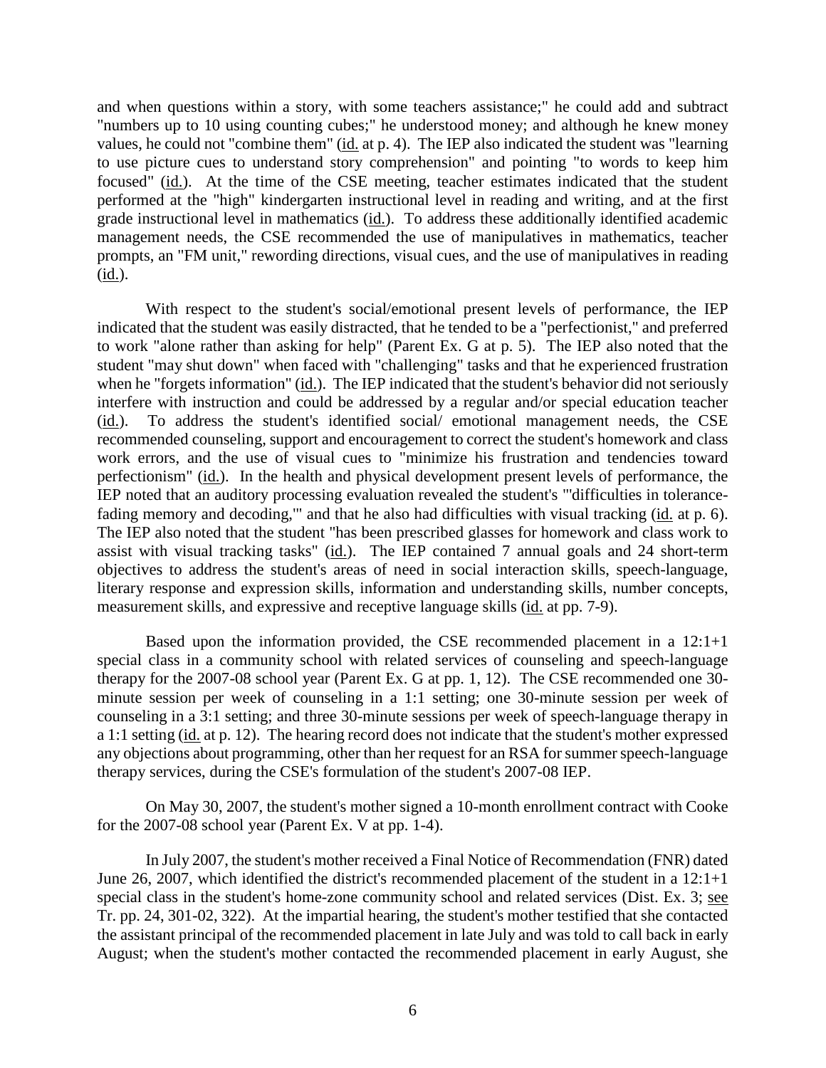and when questions within a story, with some teachers assistance;" he could add and subtract "numbers up to 10 using counting cubes;" he understood money; and although he knew money values, he could not "combine them" (id. at p. 4). The IEP also indicated the student was "learning to use picture cues to understand story comprehension" and pointing "to words to keep him focused" (id.). At the time of the CSE meeting, teacher estimates indicated that the student performed at the "high" kindergarten instructional level in reading and writing, and at the first grade instructional level in mathematics (id.). To address these additionally identified academic management needs, the CSE recommended the use of manipulatives in mathematics, teacher prompts, an "FM unit," rewording directions, visual cues, and the use of manipulatives in reading (id.).

With respect to the student's social/emotional present levels of performance, the IEP indicated that the student was easily distracted, that he tended to be a "perfectionist," and preferred to work "alone rather than asking for help" (Parent Ex. G at p. 5). The IEP also noted that the student "may shut down" when faced with "challenging" tasks and that he experienced frustration when he "forgets information" (id.). The IEP indicated that the student's behavior did not seriously interfere with instruction and could be addressed by a regular and/or special education teacher (id.). To address the student's identified social/ emotional management needs, the CSE recommended counseling, support and encouragement to correct the student's homework and class work errors, and the use of visual cues to "minimize his frustration and tendencies toward perfectionism" (id.). In the health and physical development present levels of performance, the IEP noted that an auditory processing evaluation revealed the student's "'difficulties in tolerance-fading memory and decoding,'" and that he also had difficulties with visual tracking (id. at p. 6). The IEP also noted that the student "has been prescribed glasses for homework and class work to assist with visual tracking tasks" (id.). The IEP contained 7 annual goals and 24 short-term objectives to address the student's areas of need in social interaction skills, speech-language, literary response and expression skills, information and understanding skills, number concepts, measurement skills, and expressive and receptive language skills (id. at pp. 7-9).

Based upon the information provided, the CSE recommended placement in a 12:1+1 special class in a community school with related services of counseling and speech-language therapy for the 2007-08 school year (Parent Ex. G at pp. 1, 12). The CSE recommended one 30-minute session per week of counseling in a 1:1 setting; one 30-minute session per week of counseling in a 3:1 setting; and three 30-minute sessions per week of speech-language therapy in a 1:1 setting (id. at p. 12). The hearing record does not indicate that the student's mother expressed any objections about programming, other than her request for an RSA for summer speech-language therapy services, during the CSE's formulation of the student's 2007-08 IEP.

On May 30, 2007, the student's mother signed a 10-month enrollment contract with Cooke for the 2007-08 school year (Parent Ex. V at pp. 1-4).

In July 2007, the student's mother received a Final Notice of Recommendation (FNR) dated June 26, 2007, which identified the district's recommended placement of the student in a 12:1+1 special class in the student's home-zone community school and related services (Dist. Ex. 3; see Tr. pp. 24, 301-02, 322). At the impartial hearing, the student's mother testified that she contacted the assistant principal of the recommended placement in late July and was told to call back in early August; when the student's mother contacted the recommended placement in early August, she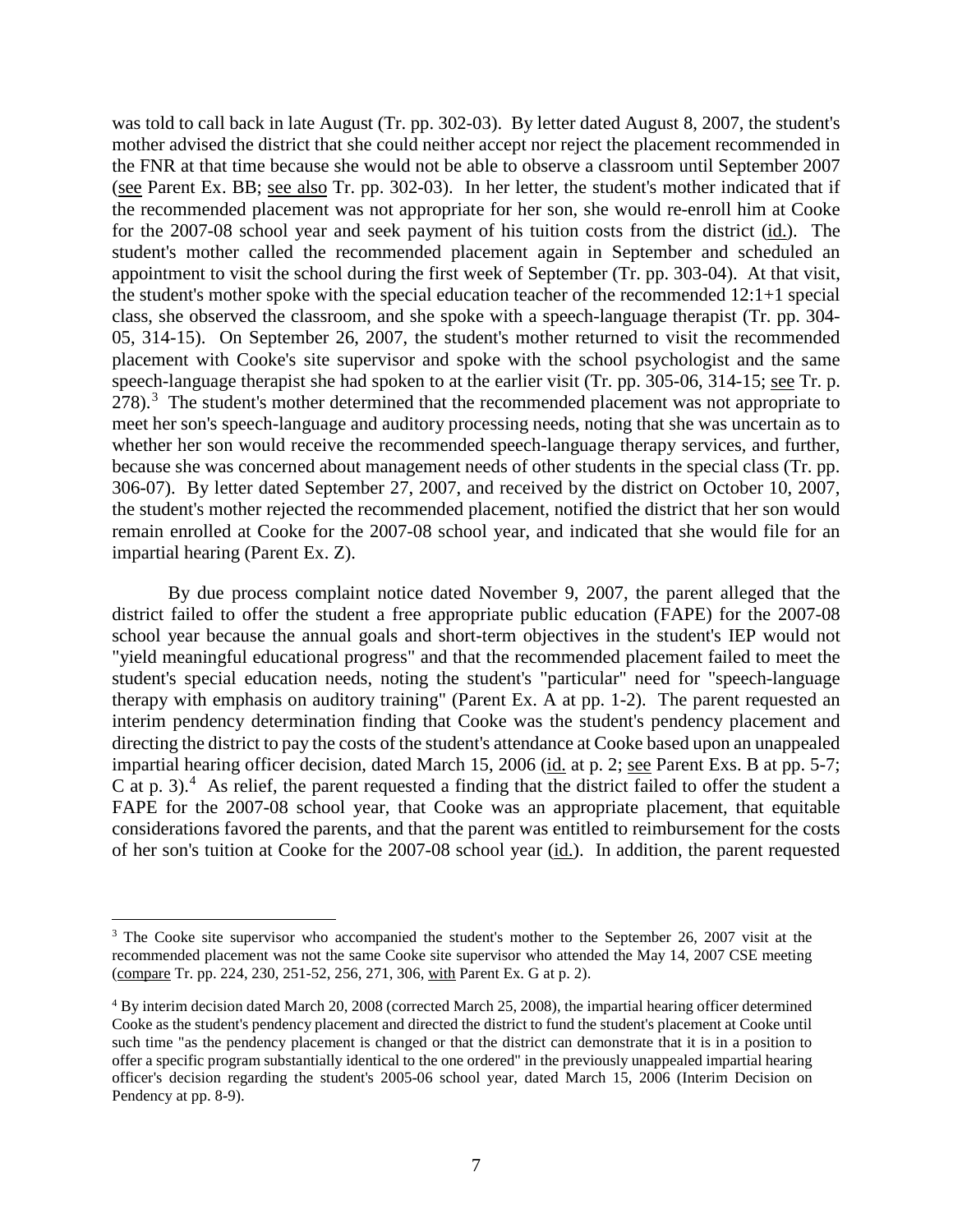was told to call back in late August (Tr. pp. 302-03). By letter dated August 8, 2007, the student's mother advised the district that she could neither accept nor reject the placement recommended in the FNR at that time because she would not be able to observe a classroom until September 2007 (see Parent Ex. BB; see also Tr. pp. 302-03). In her letter, the student's mother indicated that if the recommended placement was not appropriate for her son, she would re-enroll him at Cooke for the 2007-08 school year and seek payment of his tuition costs from the district (id.). The student's mother called the recommended placement again in September and scheduled an appointment to visit the school during the first week of September (Tr. pp. 303-04). At that visit, the student's mother spoke with the special education teacher of the recommended 12:1+1 special class, she observed the classroom, and she spoke with a speech-language therapist (Tr. pp. 304-05, 314-15). On September 26, 2007, the student's mother returned to visit the recommended placement with Cooke's site supervisor and spoke with the school psychologist and the same speech-language therapist she had spoken to at the earlier visit (Tr. pp. 305-06, 314-15; see Tr. p. 278).[3] The student's mother determined that the recommended placement was not appropriate to meet her son's speech-language and auditory processing needs, noting that she was uncertain as to whether her son would receive the recommended speech-language therapy services, and further, because she was concerned about management needs of other students in the special class (Tr. pp. 306-07). By letter dated September 27, 2007, and received by the district on October 10, 2007, the student's mother rejected the recommended placement, notified the district that her son would remain enrolled at Cooke for the 2007-08 school year, and indicated that she would file for an impartial hearing (Parent Ex. Z).

By due process complaint notice dated November 9, 2007, the parent alleged that the district failed to offer the student a free appropriate public education (FAPE) for the 2007-08 school year because the annual goals and short-term objectives in the student's IEP would not "yield meaningful educational progress" and that the recommended placement failed to meet the student's special education needs, noting the student's "particular" need for "speech-language therapy with emphasis on auditory training" (Parent Ex. A at pp. 1-2). The parent requested an interim pendency determination finding that Cooke was the student's pendency placement and directing the district to pay the costs of the student's attendance at Cooke based upon an unappealed impartial hearing officer decision, dated March 15, 2006 (id. at p. 2; see Parent Exs. B at pp. 5-7; C at p. 3).[4] As relief, the parent requested a finding that the district failed to offer the student a FAPE for the 2007-08 school year, that Cooke was an appropriate placement, that equitable considerations favored the parents, and that the parent was entitled to reimbursement for the costs of her son's tuition at Cooke for the 2007-08 school year (id.). In addition, the parent requested

[3] The Cooke site supervisor who accompanied the student's mother to the September 26, 2007 visit at the recommended placement was not the same Cooke site supervisor who attended the May 14, 2007 CSE meeting (compare Tr. pp. 224, 230, 251-52, 256, 271, 306, with Parent Ex. G at p. 2).

[4] By interim decision dated March 20, 2008 (corrected March 25, 2008), the impartial hearing officer determined Cooke as the student's pendency placement and directed the district to fund the student's placement at Cooke until such time "as the pendency placement is changed or that the district can demonstrate that it is in a position to offer a specific program substantially identical to the one ordered" in the previously unappealed impartial hearing officer's decision regarding the student's 2005-06 school year, dated March 15, 2006 (Interim Decision on Pendency at pp. 8-9).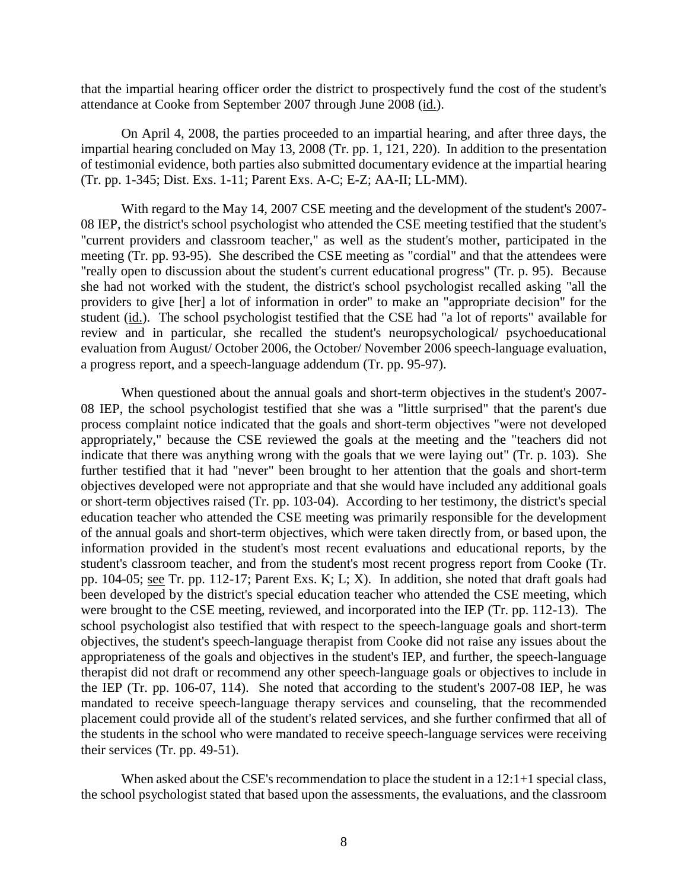that the impartial hearing officer order the district to prospectively fund the cost of the student's attendance at Cooke from September 2007 through June 2008 (id.).

On April 4, 2008, the parties proceeded to an impartial hearing, and after three days, the impartial hearing concluded on May 13, 2008 (Tr. pp. 1, 121, 220). In addition to the presentation of testimonial evidence, both parties also submitted documentary evidence at the impartial hearing (Tr. pp. 1-345; Dist. Exs. 1-11; Parent Exs. A-C; E-Z; AA-II; LL-MM).

With regard to the May 14, 2007 CSE meeting and the development of the student's 2007-08 IEP, the district's school psychologist who attended the CSE meeting testified that the student's "current providers and classroom teacher," as well as the student's mother, participated in the meeting (Tr. pp. 93-95). She described the CSE meeting as "cordial" and that the attendees were "really open to discussion about the student's current educational progress" (Tr. p. 95). Because she had not worked with the student, the district's school psychologist recalled asking "all the providers to give [her] a lot of information in order" to make an "appropriate decision" for the student (id.). The school psychologist testified that the CSE had "a lot of reports" available for review and in particular, she recalled the student's neuropsychological/ psychoeducational evaluation from August/ October 2006, the October/ November 2006 speech-language evaluation, a progress report, and a speech-language addendum (Tr. pp. 95-97).

When questioned about the annual goals and short-term objectives in the student's 2007-08 IEP, the school psychologist testified that she was a "little surprised" that the parent's due process complaint notice indicated that the goals and short-term objectives "were not developed appropriately," because the CSE reviewed the goals at the meeting and the "teachers did not indicate that there was anything wrong with the goals that we were laying out" (Tr. p. 103). She further testified that it had "never" been brought to her attention that the goals and short-term objectives developed were not appropriate and that she would have included any additional goals or short-term objectives raised (Tr. pp. 103-04). According to her testimony, the district's special education teacher who attended the CSE meeting was primarily responsible for the development of the annual goals and short-term objectives, which were taken directly from, or based upon, the information provided in the student's most recent evaluations and educational reports, by the student's classroom teacher, and from the student's most recent progress report from Cooke (Tr. pp. 104-05; see Tr. pp. 112-17; Parent Exs. K; L; X). In addition, she noted that draft goals had been developed by the district's special education teacher who attended the CSE meeting, which were brought to the CSE meeting, reviewed, and incorporated into the IEP (Tr. pp. 112-13). The school psychologist also testified that with respect to the speech-language goals and short-term objectives, the student's speech-language therapist from Cooke did not raise any issues about the appropriateness of the goals and objectives in the student's IEP, and further, the speech-language therapist did not draft or recommend any other speech-language goals or objectives to include in the IEP (Tr. pp. 106-07, 114). She noted that according to the student's 2007-08 IEP, he was mandated to receive speech-language therapy services and counseling, that the recommended placement could provide all of the student's related services, and she further confirmed that all of the students in the school who were mandated to receive speech-language services were receiving their services (Tr. pp. 49-51).

When asked about the CSE's recommendation to place the student in a 12:1+1 special class, the school psychologist stated that based upon the assessments, the evaluations, and the classroom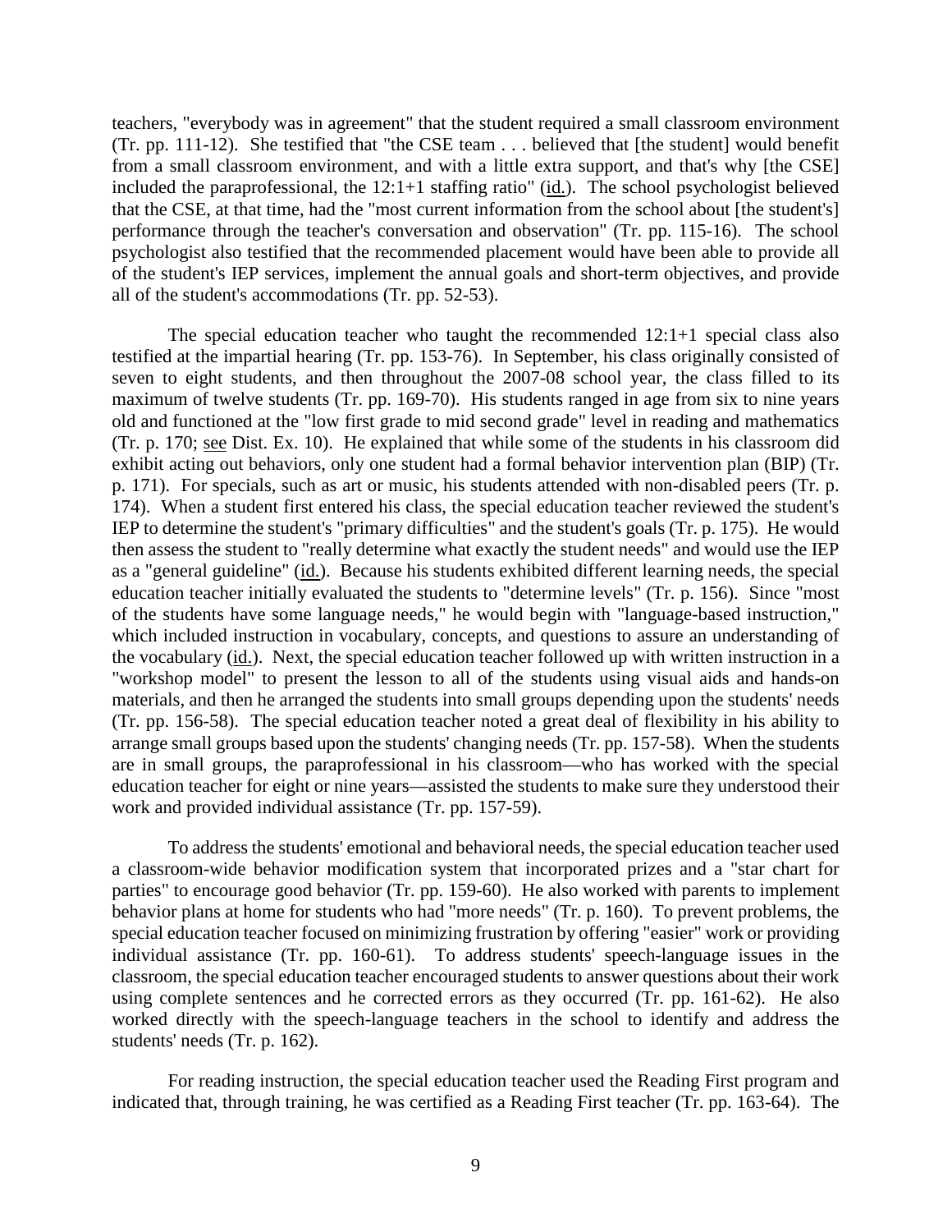teachers, "everybody was in agreement" that the student required a small classroom environment (Tr. pp. 111-12). She testified that "the CSE team . . . believed that [the student] would benefit from a small classroom environment, and with a little extra support, and that's why [the CSE] included the paraprofessional, the 12:1+1 staffing ratio" (id.). The school psychologist believed that the CSE, at that time, had the "most current information from the school about [the student's] performance through the teacher's conversation and observation" (Tr. pp. 115-16). The school psychologist also testified that the recommended placement would have been able to provide all of the student's IEP services, implement the annual goals and short-term objectives, and provide all of the student's accommodations (Tr. pp. 52-53).

The special education teacher who taught the recommended 12:1+1 special class also testified at the impartial hearing (Tr. pp. 153-76). In September, his class originally consisted of seven to eight students, and then throughout the 2007-08 school year, the class filled to its maximum of twelve students (Tr. pp. 169-70). His students ranged in age from six to nine years old and functioned at the "low first grade to mid second grade" level in reading and mathematics (Tr. p. 170; see Dist. Ex. 10). He explained that while some of the students in his classroom did exhibit acting out behaviors, only one student had a formal behavior intervention plan (BIP) (Tr. p. 171). For specials, such as art or music, his students attended with non-disabled peers (Tr. p. 174). When a student first entered his class, the special education teacher reviewed the student's IEP to determine the student's "primary difficulties" and the student's goals (Tr. p. 175). He would then assess the student to "really determine what exactly the student needs" and would use the IEP as a "general guideline" (id.). Because his students exhibited different learning needs, the special education teacher initially evaluated the students to "determine levels" (Tr. p. 156). Since "most of the students have some language needs," he would begin with "language-based instruction," which included instruction in vocabulary, concepts, and questions to assure an understanding of the vocabulary (id.). Next, the special education teacher followed up with written instruction in a "workshop model" to present the lesson to all of the students using visual aids and hands-on materials, and then he arranged the students into small groups depending upon the students' needs (Tr. pp. 156-58). The special education teacher noted a great deal of flexibility in his ability to arrange small groups based upon the students' changing needs (Tr. pp. 157-58). When the students are in small groups, the paraprofessional in his classroom—who has worked with the special education teacher for eight or nine years—assisted the students to make sure they understood their work and provided individual assistance (Tr. pp. 157-59).

To address the students' emotional and behavioral needs, the special education teacher used a classroom-wide behavior modification system that incorporated prizes and a "star chart for parties" to encourage good behavior (Tr. pp. 159-60). He also worked with parents to implement behavior plans at home for students who had "more needs" (Tr. p. 160). To prevent problems, the special education teacher focused on minimizing frustration by offering "easier" work or providing individual assistance (Tr. pp. 160-61). To address students' speech-language issues in the classroom, the special education teacher encouraged students to answer questions about their work using complete sentences and he corrected errors as they occurred (Tr. pp. 161-62). He also worked directly with the speech-language teachers in the school to identify and address the students' needs (Tr. p. 162).

For reading instruction, the special education teacher used the Reading First program and indicated that, through training, he was certified as a Reading First teacher (Tr. pp. 163-64). The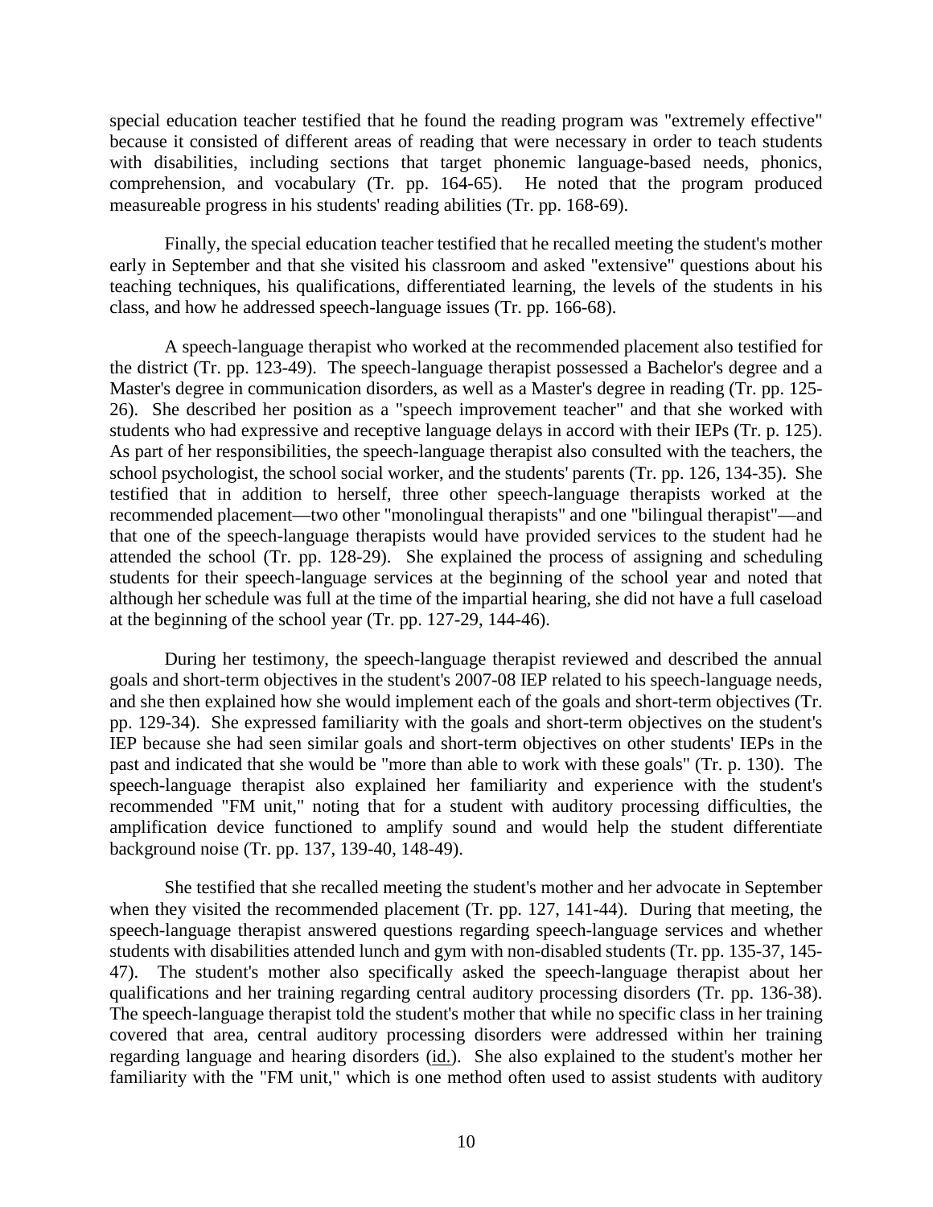special education teacher testified that he found the reading program was "extremely effective" because it consisted of different areas of reading that were necessary in order to teach students with disabilities, including sections that target phonemic language-based needs, phonics, comprehension, and vocabulary (Tr. pp. 164-65). He noted that the program produced measureable progress in his students' reading abilities (Tr. pp. 168-69).

Finally, the special education teacher testified that he recalled meeting the student's mother early in September and that she visited his classroom and asked "extensive" questions about his teaching techniques, his qualifications, differentiated learning, the levels of the students in his class, and how he addressed speech-language issues (Tr. pp. 166-68).

A speech-language therapist who worked at the recommended placement also testified for the district (Tr. pp. 123-49). The speech-language therapist possessed a Bachelor's degree and a Master's degree in communication disorders, as well as a Master's degree in reading (Tr. pp. 125-26). She described her position as a "speech improvement teacher" and that she worked with students who had expressive and receptive language delays in accord with their IEPs (Tr. p. 125). As part of her responsibilities, the speech-language therapist also consulted with the teachers, the school psychologist, the school social worker, and the students' parents (Tr. pp. 126, 134-35). She testified that in addition to herself, three other speech-language therapists worked at the recommended placement—two other "monolingual therapists" and one "bilingual therapist"—and that one of the speech-language therapists would have provided services to the student had he attended the school (Tr. pp. 128-29). She explained the process of assigning and scheduling students for their speech-language services at the beginning of the school year and noted that although her schedule was full at the time of the impartial hearing, she did not have a full caseload at the beginning of the school year (Tr. pp. 127-29, 144-46).

During her testimony, the speech-language therapist reviewed and described the annual goals and short-term objectives in the student's 2007-08 IEP related to his speech-language needs, and she then explained how she would implement each of the goals and short-term objectives (Tr. pp. 129-34). She expressed familiarity with the goals and short-term objectives on the student's IEP because she had seen similar goals and short-term objectives on other students' IEPs in the past and indicated that she would be "more than able to work with these goals" (Tr. p. 130). The speech-language therapist also explained her familiarity and experience with the student's recommended "FM unit," noting that for a student with auditory processing difficulties, the amplification device functioned to amplify sound and would help the student differentiate background noise (Tr. pp. 137, 139-40, 148-49).

She testified that she recalled meeting the student's mother and her advocate in September when they visited the recommended placement (Tr. pp. 127, 141-44). During that meeting, the speech-language therapist answered questions regarding speech-language services and whether students with disabilities attended lunch and gym with non-disabled students (Tr. pp. 135-37, 145-47). The student's mother also specifically asked the speech-language therapist about her qualifications and her training regarding central auditory processing disorders (Tr. pp. 136-38). The speech-language therapist told the student's mother that while no specific class in her training covered that area, central auditory processing disorders were addressed within her training regarding language and hearing disorders (id.). She also explained to the student's mother her familiarity with the "FM unit," which is one method often used to assist students with auditory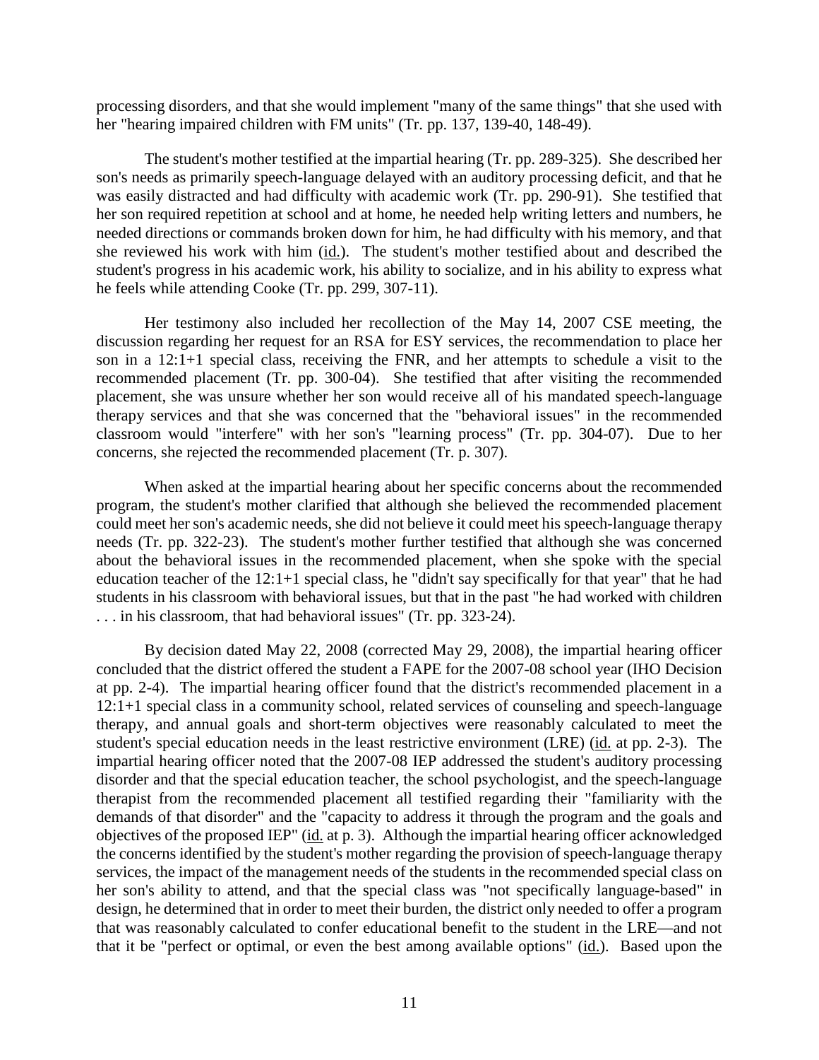processing disorders, and that she would implement "many of the same things" that she used with her "hearing impaired children with FM units" (Tr. pp. 137, 139-40, 148-49).

The student's mother testified at the impartial hearing (Tr. pp. 289-325). She described her son's needs as primarily speech-language delayed with an auditory processing deficit, and that he was easily distracted and had difficulty with academic work (Tr. pp. 290-91). She testified that her son required repetition at school and at home, he needed help writing letters and numbers, he needed directions or commands broken down for him, he had difficulty with his memory, and that she reviewed his work with him (id.). The student's mother testified about and described the student's progress in his academic work, his ability to socialize, and in his ability to express what he feels while attending Cooke (Tr. pp. 299, 307-11).

Her testimony also included her recollection of the May 14, 2007 CSE meeting, the discussion regarding her request for an RSA for ESY services, the recommendation to place her son in a 12:1+1 special class, receiving the FNR, and her attempts to schedule a visit to the recommended placement (Tr. pp. 300-04). She testified that after visiting the recommended placement, she was unsure whether her son would receive all of his mandated speech-language therapy services and that she was concerned that the "behavioral issues" in the recommended classroom would "interfere" with her son's "learning process" (Tr. pp. 304-07). Due to her concerns, she rejected the recommended placement (Tr. p. 307).

When asked at the impartial hearing about her specific concerns about the recommended program, the student's mother clarified that although she believed the recommended placement could meet her son's academic needs, she did not believe it could meet his speech-language therapy needs (Tr. pp. 322-23). The student's mother further testified that although she was concerned about the behavioral issues in the recommended placement, when she spoke with the special education teacher of the 12:1+1 special class, he "didn't say specifically for that year" that he had students in his classroom with behavioral issues, but that in the past "he had worked with children . . . in his classroom, that had behavioral issues" (Tr. pp. 323-24).

By decision dated May 22, 2008 (corrected May 29, 2008), the impartial hearing officer concluded that the district offered the student a FAPE for the 2007-08 school year (IHO Decision at pp. 2-4). The impartial hearing officer found that the district's recommended placement in a 12:1+1 special class in a community school, related services of counseling and speech-language therapy, and annual goals and short-term objectives were reasonably calculated to meet the student's special education needs in the least restrictive environment (LRE) (id. at pp. 2-3). The impartial hearing officer noted that the 2007-08 IEP addressed the student's auditory processing disorder and that the special education teacher, the school psychologist, and the speech-language therapist from the recommended placement all testified regarding their "familiarity with the demands of that disorder" and the "capacity to address it through the program and the goals and objectives of the proposed IEP" (id. at p. 3). Although the impartial hearing officer acknowledged the concerns identified by the student's mother regarding the provision of speech-language therapy services, the impact of the management needs of the students in the recommended special class on her son's ability to attend, and that the special class was "not specifically language-based" in design, he determined that in order to meet their burden, the district only needed to offer a program that was reasonably calculated to confer educational benefit to the student in the LRE—and not that it be "perfect or optimal, or even the best among available options" (id.). Based upon the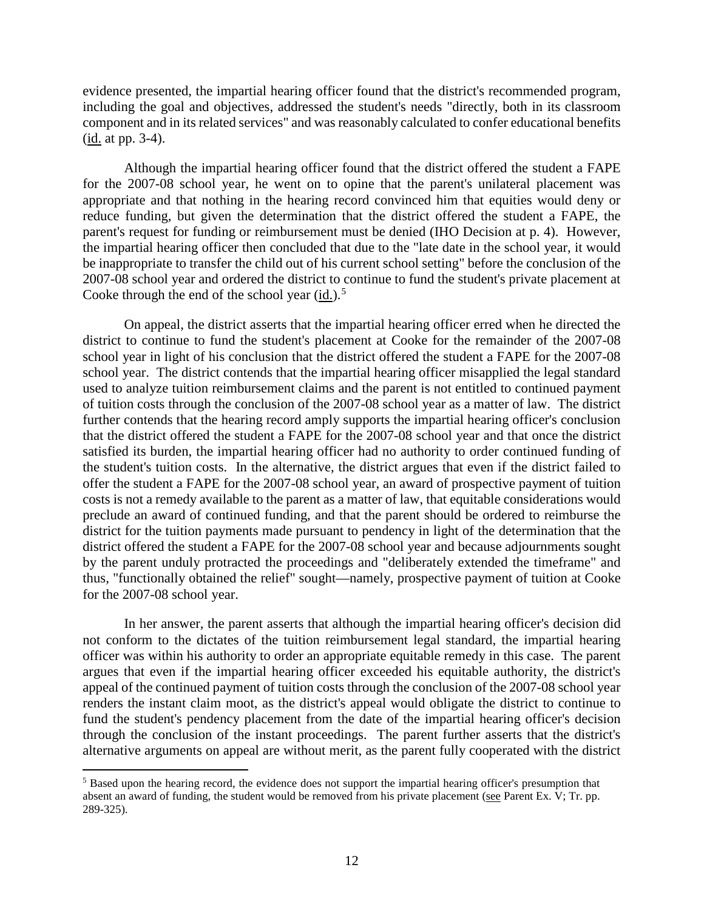evidence presented, the impartial hearing officer found that the district's recommended program, including the goal and objectives, addressed the student's needs "directly, both in its classroom component and in its related services" and was reasonably calculated to confer educational benefits (id. at pp. 3-4).

Although the impartial hearing officer found that the district offered the student a FAPE for the 2007-08 school year, he went on to opine that the parent's unilateral placement was appropriate and that nothing in the hearing record convinced him that equities would deny or reduce funding, but given the determination that the district offered the student a FAPE, the parent's request for funding or reimbursement must be denied (IHO Decision at p. 4). However, the impartial hearing officer then concluded that due to the "late date in the school year, it would be inappropriate to transfer the child out of his current school setting" before the conclusion of the 2007-08 school year and ordered the district to continue to fund the student's private placement at Cooke through the end of the school year (id.).[5]

On appeal, the district asserts that the impartial hearing officer erred when he directed the district to continue to fund the student's placement at Cooke for the remainder of the 2007-08 school year in light of his conclusion that the district offered the student a FAPE for the 2007-08 school year. The district contends that the impartial hearing officer misapplied the legal standard used to analyze tuition reimbursement claims and the parent is not entitled to continued payment of tuition costs through the conclusion of the 2007-08 school year as a matter of law. The district further contends that the hearing record amply supports the impartial hearing officer's conclusion that the district offered the student a FAPE for the 2007-08 school year and that once the district satisfied its burden, the impartial hearing officer had no authority to order continued funding of the student's tuition costs. In the alternative, the district argues that even if the district failed to offer the student a FAPE for the 2007-08 school year, an award of prospective payment of tuition costs is not a remedy available to the parent as a matter of law, that equitable considerations would preclude an award of continued funding, and that the parent should be ordered to reimburse the district for the tuition payments made pursuant to pendency in light of the determination that the district offered the student a FAPE for the 2007-08 school year and because adjournments sought by the parent unduly protracted the proceedings and "deliberately extended the timeframe" and thus, "functionally obtained the relief" sought—namely, prospective payment of tuition at Cooke for the 2007-08 school year.

In her answer, the parent asserts that although the impartial hearing officer's decision did not conform to the dictates of the tuition reimbursement legal standard, the impartial hearing officer was within his authority to order an appropriate equitable remedy in this case. The parent argues that even if the impartial hearing officer exceeded his equitable authority, the district's appeal of the continued payment of tuition costs through the conclusion of the 2007-08 school year renders the instant claim moot, as the district's appeal would obligate the district to continue to fund the student's pendency placement from the date of the impartial hearing officer's decision through the conclusion of the instant proceedings. The parent further asserts that the district's alternative arguments on appeal are without merit, as the parent fully cooperated with the district

[5] Based upon the hearing record, the evidence does not support the impartial hearing officer's presumption that absent an award of funding, the student would be removed from his private placement (see Parent Ex. V; Tr. pp. 289-325).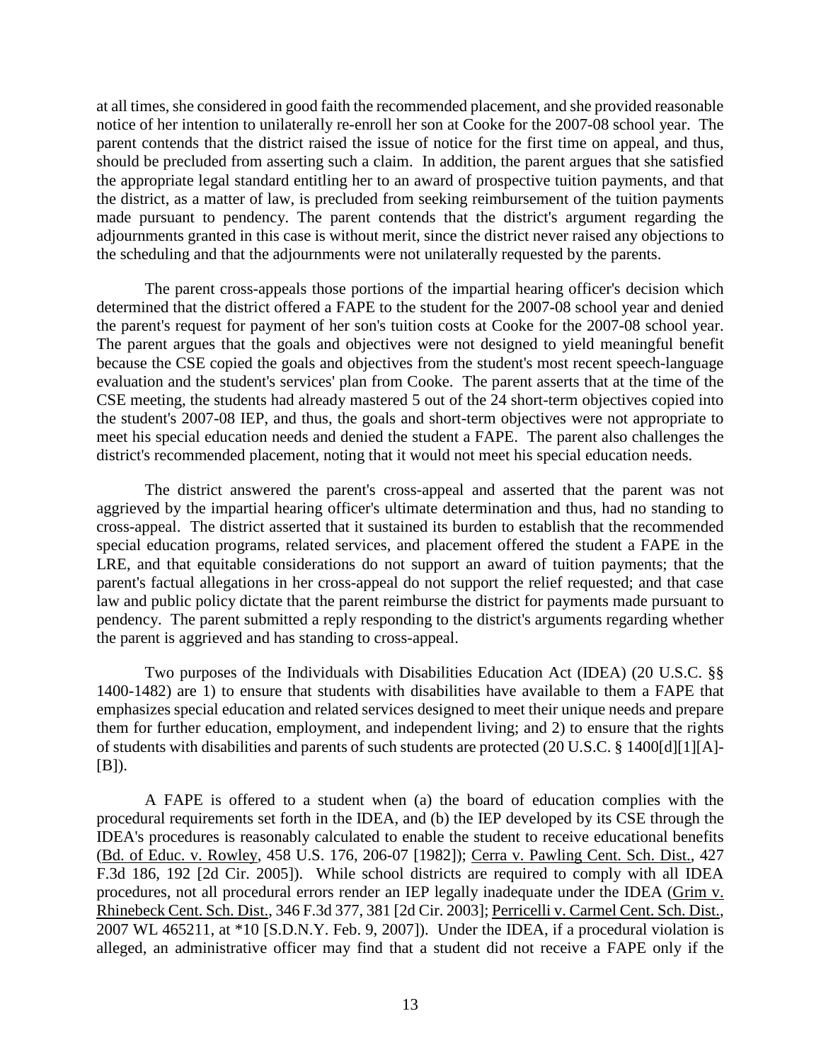at all times, she considered in good faith the recommended placement, and she provided reasonable notice of her intention to unilaterally re-enroll her son at Cooke for the 2007-08 school year. The parent contends that the district raised the issue of notice for the first time on appeal, and thus, should be precluded from asserting such a claim. In addition, the parent argues that she satisfied the appropriate legal standard entitling her to an award of prospective tuition payments, and that the district, as a matter of law, is precluded from seeking reimbursement of the tuition payments made pursuant to pendency. The parent contends that the district's argument regarding the adjournments granted in this case is without merit, since the district never raised any objections to the scheduling and that the adjournments were not unilaterally requested by the parents.

The parent cross-appeals those portions of the impartial hearing officer's decision which determined that the district offered a FAPE to the student for the 2007-08 school year and denied the parent's request for payment of her son's tuition costs at Cooke for the 2007-08 school year. The parent argues that the goals and objectives were not designed to yield meaningful benefit because the CSE copied the goals and objectives from the student's most recent speech-language evaluation and the student's services' plan from Cooke. The parent asserts that at the time of the CSE meeting, the students had already mastered 5 out of the 24 short-term objectives copied into the student's 2007-08 IEP, and thus, the goals and short-term objectives were not appropriate to meet his special education needs and denied the student a FAPE. The parent also challenges the district's recommended placement, noting that it would not meet his special education needs.

The district answered the parent's cross-appeal and asserted that the parent was not aggrieved by the impartial hearing officer's ultimate determination and thus, had no standing to cross-appeal. The district asserted that it sustained its burden to establish that the recommended special education programs, related services, and placement offered the student a FAPE in the LRE, and that equitable considerations do not support an award of tuition payments; that the parent's factual allegations in her cross-appeal do not support the relief requested; and that case law and public policy dictate that the parent reimburse the district for payments made pursuant to pendency. The parent submitted a reply responding to the district's arguments regarding whether the parent is aggrieved and has standing to cross-appeal.

Two purposes of the Individuals with Disabilities Education Act (IDEA) (20 U.S.C. §§ 1400-1482) are 1) to ensure that students with disabilities have available to them a FAPE that emphasizes special education and related services designed to meet their unique needs and prepare them for further education, employment, and independent living; and 2) to ensure that the rights of students with disabilities and parents of such students are protected (20 U.S.C. § 1400[d][1][A]-[B]).

A FAPE is offered to a student when (a) the board of education complies with the procedural requirements set forth in the IDEA, and (b) the IEP developed by its CSE through the IDEA's procedures is reasonably calculated to enable the student to receive educational benefits (Bd. of Educ. v. Rowley, 458 U.S. 176, 206-07 [1982]); Cerra v. Pawling Cent. Sch. Dist., 427 F.3d 186, 192 [2d Cir. 2005]). While school districts are required to comply with all IDEA procedures, not all procedural errors render an IEP legally inadequate under the IDEA (Grim v. Rhinebeck Cent. Sch. Dist., 346 F.3d 377, 381 [2d Cir. 2003]; Perricelli v. Carmel Cent. Sch. Dist., 2007 WL 465211, at *10 [S.D.N.Y. Feb. 9, 2007]). Under the IDEA, if a procedural violation is alleged, an administrative officer may find that a student did not receive a FAPE only if the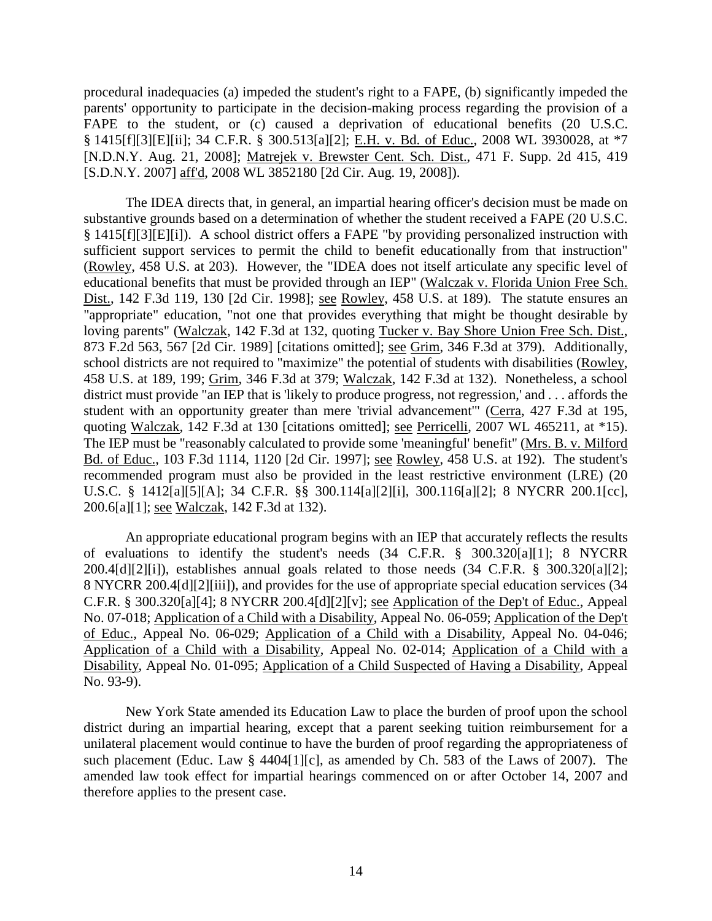procedural inadequacies (a) impeded the student's right to a FAPE, (b) significantly impeded the parents' opportunity to participate in the decision-making process regarding the provision of a FAPE to the student, or (c) caused a deprivation of educational benefits (20 U.S.C. § 1415[f][3][E][ii]; 34 C.F.R. § 300.513[a][2]; E.H. v. Bd. of Educ., 2008 WL 3930028, at *7 [N.D.N.Y. Aug. 21, 2008]; Matrejek v. Brewster Cent. Sch. Dist., 471 F. Supp. 2d 415, 419 [S.D.N.Y. 2007] aff'd, 2008 WL 3852180 [2d Cir. Aug. 19, 2008]).

The IDEA directs that, in general, an impartial hearing officer's decision must be made on substantive grounds based on a determination of whether the student received a FAPE (20 U.S.C. § 1415[f][3][E][i]). A school district offers a FAPE "by providing personalized instruction with sufficient support services to permit the child to benefit educationally from that instruction" (Rowley, 458 U.S. at 203). However, the "IDEA does not itself articulate any specific level of educational benefits that must be provided through an IEP" (Walczak v. Florida Union Free Sch. Dist., 142 F.3d 119, 130 [2d Cir. 1998]; see Rowley, 458 U.S. at 189). The statute ensures an "appropriate" education, "not one that provides everything that might be thought desirable by loving parents" (Walczak, 142 F.3d at 132, quoting Tucker v. Bay Shore Union Free Sch. Dist., 873 F.2d 563, 567 [2d Cir. 1989] [citations omitted]; see Grim, 346 F.3d at 379). Additionally, school districts are not required to "maximize" the potential of students with disabilities (Rowley, 458 U.S. at 189, 199; Grim, 346 F.3d at 379; Walczak, 142 F.3d at 132). Nonetheless, a school district must provide "an IEP that is 'likely to produce progress, not regression,' and . . . affords the student with an opportunity greater than mere 'trivial advancement'" (Cerra, 427 F.3d at 195, quoting Walczak, 142 F.3d at 130 [citations omitted]; see Perricelli, 2007 WL 465211, at *15). The IEP must be "reasonably calculated to provide some 'meaningful' benefit" (Mrs. B. v. Milford Bd. of Educ., 103 F.3d 1114, 1120 [2d Cir. 1997]; see Rowley, 458 U.S. at 192). The student's recommended program must also be provided in the least restrictive environment (LRE) (20 U.S.C. § 1412[a][5][A]; 34 C.F.R. §§ 300.114[a][2][i], 300.116[a][2]; 8 NYCRR 200.1[cc], 200.6[a][1]; see Walczak, 142 F.3d at 132).

An appropriate educational program begins with an IEP that accurately reflects the results of evaluations to identify the student's needs (34 C.F.R. § 300.320[a][1]; 8 NYCRR 200.4[d][2][i]), establishes annual goals related to those needs (34 C.F.R. § 300.320[a][2]; 8 NYCRR 200.4[d][2][iii]), and provides for the use of appropriate special education services (34 C.F.R. § 300.320[a][4]; 8 NYCRR 200.4[d][2][v]; see Application of the Dep't of Educ., Appeal No. 07-018; Application of a Child with a Disability, Appeal No. 06-059; Application of the Dep't of Educ., Appeal No. 06-029; Application of a Child with a Disability, Appeal No. 04-046; Application of a Child with a Disability, Appeal No. 02-014; Application of a Child with a Disability, Appeal No. 01-095; Application of a Child Suspected of Having a Disability, Appeal No. 93-9).

New York State amended its Education Law to place the burden of proof upon the school district during an impartial hearing, except that a parent seeking tuition reimbursement for a unilateral placement would continue to have the burden of proof regarding the appropriateness of such placement (Educ. Law § 4404[1][c], as amended by Ch. 583 of the Laws of 2007). The amended law took effect for impartial hearings commenced on or after October 14, 2007 and therefore applies to the present case.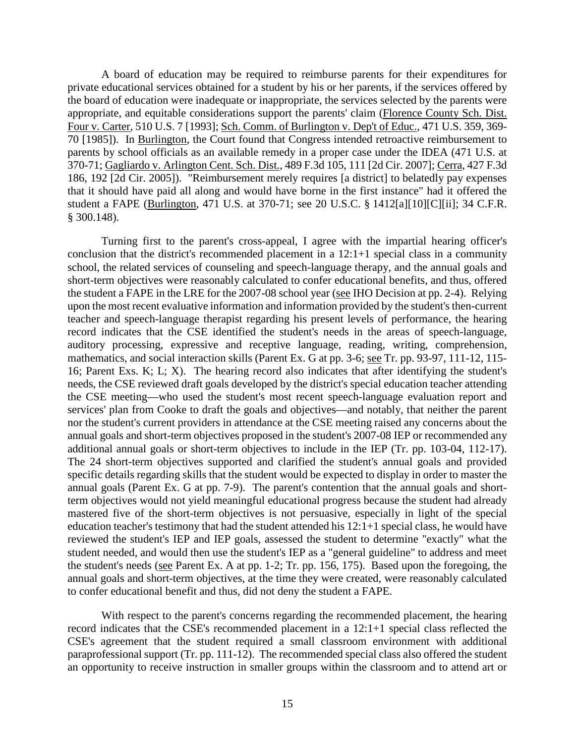A board of education may be required to reimburse parents for their expenditures for private educational services obtained for a student by his or her parents, if the services offered by the board of education were inadequate or inappropriate, the services selected by the parents were appropriate, and equitable considerations support the parents' claim (Florence County Sch. Dist. Four v. Carter, 510 U.S. 7 [1993]; Sch. Comm. of Burlington v. Dep't of Educ., 471 U.S. 359, 369-70 [1985]). In Burlington, the Court found that Congress intended retroactive reimbursement to parents by school officials as an available remedy in a proper case under the IDEA (471 U.S. at 370-71; Gagliardo v. Arlington Cent. Sch. Dist., 489 F.3d 105, 111 [2d Cir. 2007]; Cerra, 427 F.3d 186, 192 [2d Cir. 2005]). "Reimbursement merely requires [a district] to belatedly pay expenses that it should have paid all along and would have borne in the first instance" had it offered the student a FAPE (Burlington, 471 U.S. at 370-71; see 20 U.S.C. § 1412[a][10][C][ii]; 34 C.F.R. § 300.148).

Turning first to the parent's cross-appeal, I agree with the impartial hearing officer's conclusion that the district's recommended placement in a 12:1+1 special class in a community school, the related services of counseling and speech-language therapy, and the annual goals and short-term objectives were reasonably calculated to confer educational benefits, and thus, offered the student a FAPE in the LRE for the 2007-08 school year (see IHO Decision at pp. 2-4). Relying upon the most recent evaluative information and information provided by the student's then-current teacher and speech-language therapist regarding his present levels of performance, the hearing record indicates that the CSE identified the student's needs in the areas of speech-language, auditory processing, expressive and receptive language, reading, writing, comprehension, mathematics, and social interaction skills (Parent Ex. G at pp. 3-6; see Tr. pp. 93-97, 111-12, 115-16; Parent Exs. K; L; X). The hearing record also indicates that after identifying the student's needs, the CSE reviewed draft goals developed by the district's special education teacher attending the CSE meeting—who used the student's most recent speech-language evaluation report and services' plan from Cooke to draft the goals and objectives—and notably, that neither the parent nor the student's current providers in attendance at the CSE meeting raised any concerns about the annual goals and short-term objectives proposed in the student's 2007-08 IEP or recommended any additional annual goals or short-term objectives to include in the IEP (Tr. pp. 103-04, 112-17). The 24 short-term objectives supported and clarified the student's annual goals and provided specific details regarding skills that the student would be expected to display in order to master the annual goals (Parent Ex. G at pp. 7-9). The parent's contention that the annual goals and short-term objectives would not yield meaningful educational progress because the student had already mastered five of the short-term objectives is not persuasive, especially in light of the special education teacher's testimony that had the student attended his 12:1+1 special class, he would have reviewed the student's IEP and IEP goals, assessed the student to determine "exactly" what the student needed, and would then use the student's IEP as a "general guideline" to address and meet the student's needs (see Parent Ex. A at pp. 1-2; Tr. pp. 156, 175). Based upon the foregoing, the annual goals and short-term objectives, at the time they were created, were reasonably calculated to confer educational benefit and thus, did not deny the student a FAPE.

With respect to the parent's concerns regarding the recommended placement, the hearing record indicates that the CSE's recommended placement in a 12:1+1 special class reflected the CSE's agreement that the student required a small classroom environment with additional paraprofessional support (Tr. pp. 111-12). The recommended special class also offered the student an opportunity to receive instruction in smaller groups within the classroom and to attend art or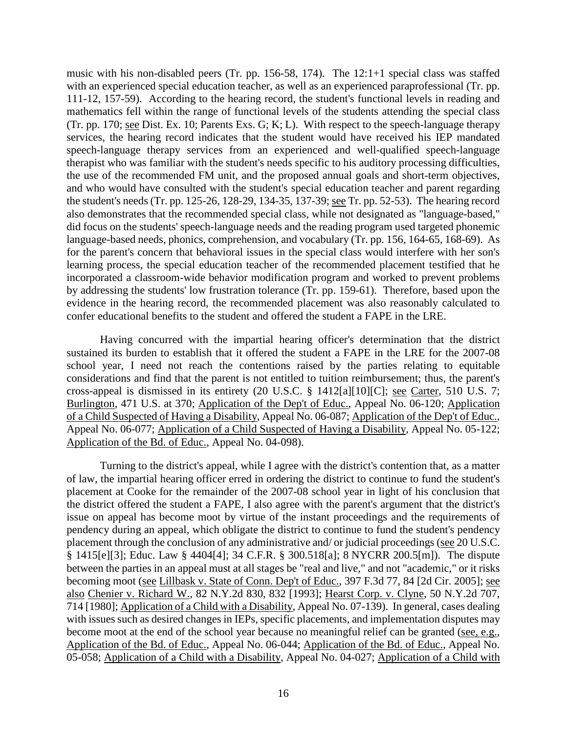music with his non-disabled peers (Tr. pp. 156-58, 174). The 12:1+1 special class was staffed with an experienced special education teacher, as well as an experienced paraprofessional (Tr. pp. 111-12, 157-59). According to the hearing record, the student's functional levels in reading and mathematics fell within the range of functional levels of the students attending the special class (Tr. pp. 170; see Dist. Ex. 10; Parents Exs. G; K; L). With respect to the speech-language therapy services, the hearing record indicates that the student would have received his IEP mandated speech-language therapy services from an experienced and well-qualified speech-language therapist who was familiar with the student's needs specific to his auditory processing difficulties, the use of the recommended FM unit, and the proposed annual goals and short-term objectives, and who would have consulted with the student's special education teacher and parent regarding the student's needs (Tr. pp. 125-26, 128-29, 134-35, 137-39; see Tr. pp. 52-53). The hearing record also demonstrates that the recommended special class, while not designated as "language-based," did focus on the students' speech-language needs and the reading program used targeted phonemic language-based needs, phonics, comprehension, and vocabulary (Tr. pp. 156, 164-65, 168-69). As for the parent's concern that behavioral issues in the special class would interfere with her son's learning process, the special education teacher of the recommended placement testified that he incorporated a classroom-wide behavior modification program and worked to prevent problems by addressing the students' low frustration tolerance (Tr. pp. 159-61). Therefore, based upon the evidence in the hearing record, the recommended placement was also reasonably calculated to confer educational benefits to the student and offered the student a FAPE in the LRE.

Having concurred with the impartial hearing officer's determination that the district sustained its burden to establish that it offered the student a FAPE in the LRE for the 2007-08 school year, I need not reach the contentions raised by the parties relating to equitable considerations and find that the parent is not entitled to tuition reimbursement; thus, the parent's cross-appeal is dismissed in its entirety (20 U.S.C. § 1412[a][10][C]; see Carter, 510 U.S. 7; Burlington, 471 U.S. at 370; Application of the Dep't of Educ., Appeal No. 06-120; Application of a Child Suspected of Having a Disability, Appeal No. 06-087; Application of the Dep't of Educ., Appeal No. 06-077; Application of a Child Suspected of Having a Disability, Appeal No. 05-122; Application of the Bd. of Educ., Appeal No. 04-098).

Turning to the district's appeal, while I agree with the district's contention that, as a matter of law, the impartial hearing officer erred in ordering the district to continue to fund the student's placement at Cooke for the remainder of the 2007-08 school year in light of his conclusion that the district offered the student a FAPE, I also agree with the parent's argument that the district's issue on appeal has become moot by virtue of the instant proceedings and the requirements of pendency during an appeal, which obligate the district to continue to fund the student's pendency placement through the conclusion of any administrative and/ or judicial proceedings (see 20 U.S.C. § 1415[e][3]; Educ. Law § 4404[4]; 34 C.F.R. § 300.518[a]; 8 NYCRR 200.5[m]). The dispute between the parties in an appeal must at all stages be "real and live," and not "academic," or it risks becoming moot (see Lillbask v. State of Conn. Dep't of Educ., 397 F.3d 77, 84 [2d Cir. 2005]; see also Chenier v. Richard W., 82 N.Y.2d 830, 832 [1993]; Hearst Corp. v. Clyne, 50 N.Y.2d 707, 714 [1980]; Application of a Child with a Disability, Appeal No. 07-139). In general, cases dealing with issues such as desired changes in IEPs, specific placements, and implementation disputes may become moot at the end of the school year because no meaningful relief can be granted (see, e.g., Application of the Bd. of Educ., Appeal No. 06-044; Application of the Bd. of Educ., Appeal No. 05-058; Application of a Child with a Disability, Appeal No. 04-027; Application of a Child with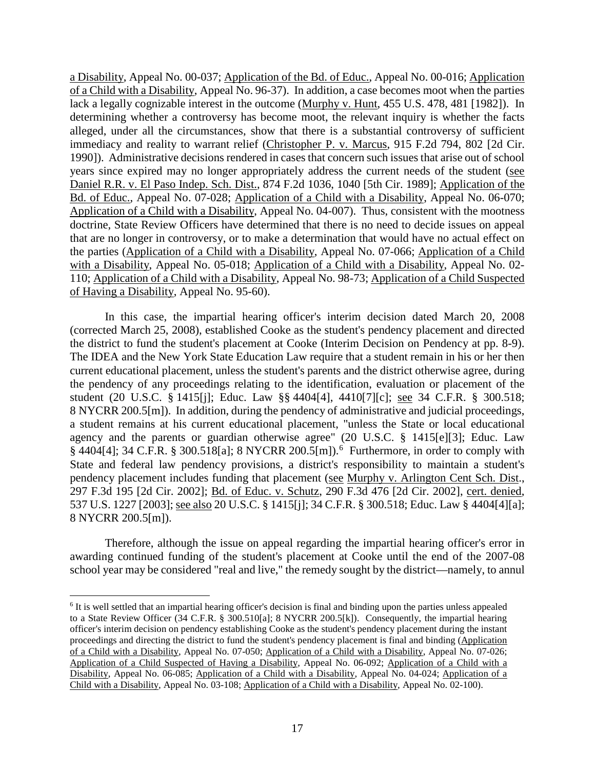a Disability, Appeal No. 00-037; Application of the Bd. of Educ., Appeal No. 00-016; Application of a Child with a Disability, Appeal No. 96-37). In addition, a case becomes moot when the parties lack a legally cognizable interest in the outcome (Murphy v. Hunt, 455 U.S. 478, 481 [1982]). In determining whether a controversy has become moot, the relevant inquiry is whether the facts alleged, under all the circumstances, show that there is a substantial controversy of sufficient immediacy and reality to warrant relief (Christopher P. v. Marcus, 915 F.2d 794, 802 [2d Cir. 1990]). Administrative decisions rendered in cases that concern such issues that arise out of school years since expired may no longer appropriately address the current needs of the student (see Daniel R.R. v. El Paso Indep. Sch. Dist., 874 F.2d 1036, 1040 [5th Cir. 1989]; Application of the Bd. of Educ., Appeal No. 07-028; Application of a Child with a Disability, Appeal No. 06-070; Application of a Child with a Disability, Appeal No. 04-007). Thus, consistent with the mootness doctrine, State Review Officers have determined that there is no need to decide issues on appeal that are no longer in controversy, or to make a determination that would have no actual effect on the parties (Application of a Child with a Disability, Appeal No. 07-066; Application of a Child with a Disability, Appeal No. 05-018; Application of a Child with a Disability, Appeal No. 02-110; Application of a Child with a Disability, Appeal No. 98-73; Application of a Child Suspected of Having a Disability, Appeal No. 95-60).

In this case, the impartial hearing officer's interim decision dated March 20, 2008 (corrected March 25, 2008), established Cooke as the student's pendency placement and directed the district to fund the student's placement at Cooke (Interim Decision on Pendency at pp. 8-9). The IDEA and the New York State Education Law require that a student remain in his or her then current educational placement, unless the student's parents and the district otherwise agree, during the pendency of any proceedings relating to the identification, evaluation or placement of the student (20 U.S.C. § 1415[j]; Educ. Law §§ 4404[4], 4410[7][c]; see 34 C.F.R. § 300.518; 8 NYCRR 200.5[m]). In addition, during the pendency of administrative and judicial proceedings, a student remains at his current educational placement, "unless the State or local educational agency and the parents or guardian otherwise agree" (20 U.S.C. § 1415[e][3]; Educ. Law § 4404[4]; 34 C.F.R. § 300.518[a]; 8 NYCRR 200.5[m]).[6] Furthermore, in order to comply with State and federal law pendency provisions, a district's responsibility to maintain a student's pendency placement includes funding that placement (see Murphy v. Arlington Cent Sch. Dist., 297 F.3d 195 [2d Cir. 2002]; Bd. of Educ. v. Schutz, 290 F.3d 476 [2d Cir. 2002], cert. denied, 537 U.S. 1227 [2003]; see also 20 U.S.C. § 1415[j]; 34 C.F.R. § 300.518; Educ. Law § 4404[4][a]; 8 NYCRR 200.5[m]).

Therefore, although the issue on appeal regarding the impartial hearing officer's error in awarding continued funding of the student's placement at Cooke until the end of the 2007-08 school year may be considered "real and live," the remedy sought by the district—namely, to annul

[6] It is well settled that an impartial hearing officer's decision is final and binding upon the parties unless appealed to a State Review Officer (34 C.F.R. § 300.510[a]; 8 NYCRR 200.5[k]). Consequently, the impartial hearing officer's interim decision on pendency establishing Cooke as the student's pendency placement during the instant proceedings and directing the district to fund the student's pendency placement is final and binding (Application of a Child with a Disability, Appeal No. 07-050; Application of a Child with a Disability, Appeal No. 07-026; Application of a Child Suspected of Having a Disability, Appeal No. 06-092; Application of a Child with a Disability, Appeal No. 06-085; Application of a Child with a Disability, Appeal No. 04-024; Application of a Child with a Disability, Appeal No. 03-108; Application of a Child with a Disability, Appeal No. 02-100).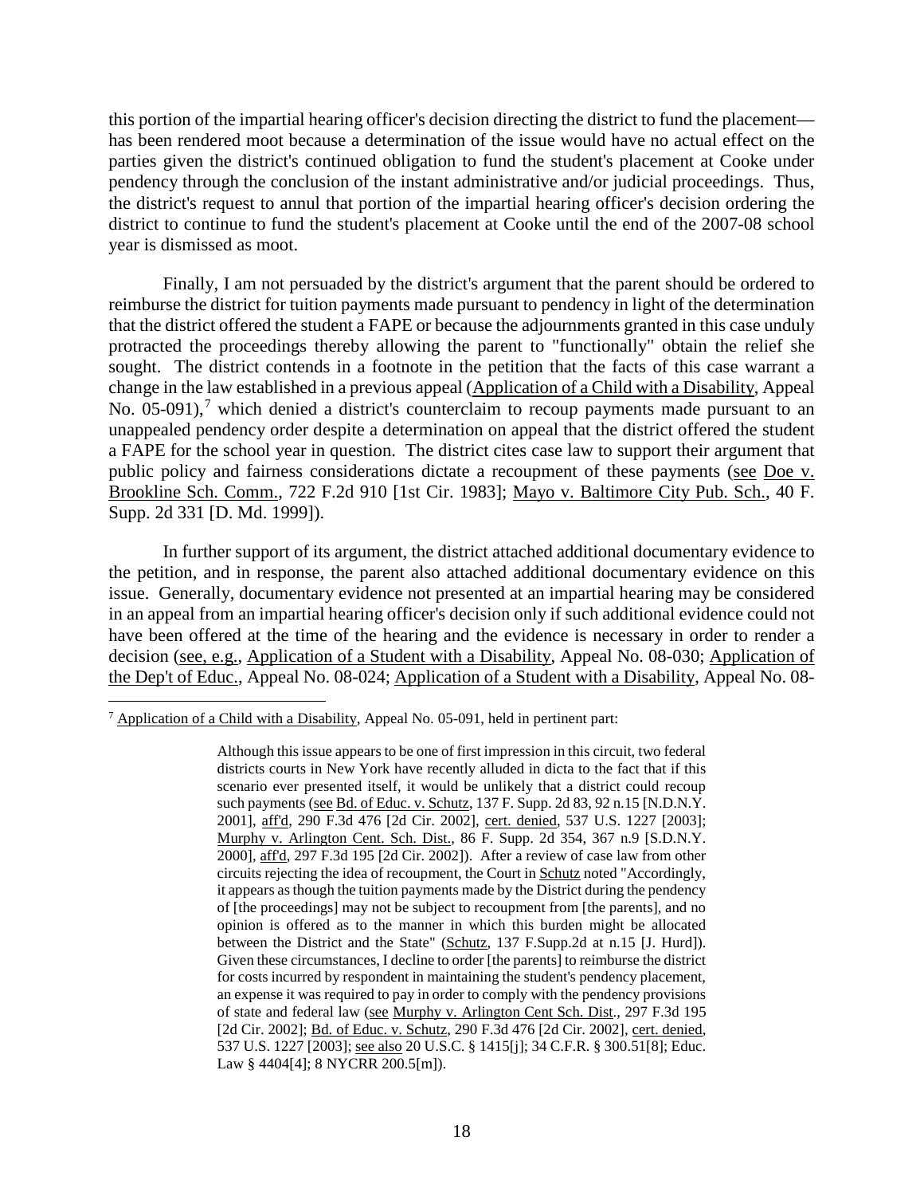this portion of the impartial hearing officer's decision directing the district to fund the placement—has been rendered moot because a determination of the issue would have no actual effect on the parties given the district's continued obligation to fund the student's placement at Cooke under pendency through the conclusion of the instant administrative and/or judicial proceedings. Thus, the district's request to annul that portion of the impartial hearing officer's decision ordering the district to continue to fund the student's placement at Cooke until the end of the 2007-08 school year is dismissed as moot.

Finally, I am not persuaded by the district's argument that the parent should be ordered to reimburse the district for tuition payments made pursuant to pendency in light of the determination that the district offered the student a FAPE or because the adjournments granted in this case unduly protracted the proceedings thereby allowing the parent to "functionally" obtain the relief she sought. The district contends in a footnote in the petition that the facts of this case warrant a change in the law established in a previous appeal (Application of a Child with a Disability, Appeal No. 05-091),[7] which denied a district's counterclaim to recoup payments made pursuant to an unappealed pendency order despite a determination on appeal that the district offered the student a FAPE for the school year in question. The district cites case law to support their argument that public policy and fairness considerations dictate a recoupment of these payments (see Doe v. Brookline Sch. Comm., 722 F.2d 910 [1st Cir. 1983]; Mayo v. Baltimore City Pub. Sch., 40 F. Supp. 2d 331 [D. Md. 1999]).

In further support of its argument, the district attached additional documentary evidence to the petition, and in response, the parent also attached additional documentary evidence on this issue. Generally, documentary evidence not presented at an impartial hearing may be considered in an appeal from an impartial hearing officer's decision only if such additional evidence could not have been offered at the time of the hearing and the evidence is necessary in order to render a decision (see, e.g., Application of a Student with a Disability, Appeal No. 08-030; Application of the Dep't of Educ., Appeal No. 08-024; Application of a Student with a Disability, Appeal No. 08-

[7] Application of a Child with a Disability, Appeal No. 05-091, held in pertinent part:

> Although this issue appears to be one of first impression in this circuit, two federal districts courts in New York have recently alluded in dicta to the fact that if this scenario ever presented itself, it would be unlikely that a district could recoup such payments (see Bd. of Educ. v. Schutz, 137 F. Supp. 2d 83, 92 n.15 [N.D.N.Y. 2001], aff'd, 290 F.3d 476 [2d Cir. 2002], cert. denied, 537 U.S. 1227 [2003]; Murphy v. Arlington Cent. Sch. Dist., 86 F. Supp. 2d 354, 367 n.9 [S.D.N.Y. 2000], aff'd, 297 F.3d 195 [2d Cir. 2002]). After a review of case law from other circuits rejecting the idea of recoupment, the Court in Schutz noted "Accordingly, it appears as though the tuition payments made by the District during the pendency of [the proceedings] may not be subject to recoupment from [the parents], and no opinion is offered as to the manner in which this burden might be allocated between the District and the State" (Schutz, 137 F.Supp.2d at n.15 [J. Hurd]). Given these circumstances, I decline to order [the parents] to reimburse the district for costs incurred by respondent in maintaining the student's pendency placement, an expense it was required to pay in order to comply with the pendency provisions of state and federal law (see Murphy v. Arlington Cent Sch. Dist., 297 F.3d 195 [2d Cir. 2002]; Bd. of Educ. v. Schutz, 290 F.3d 476 [2d Cir. 2002], cert. denied, 537 U.S. 1227 [2003]; see also 20 U.S.C. § 1415[j]; 34 C.F.R. § 300.51[8]; Educ. Law § 4404[4]; 8 NYCRR 200.5[m]).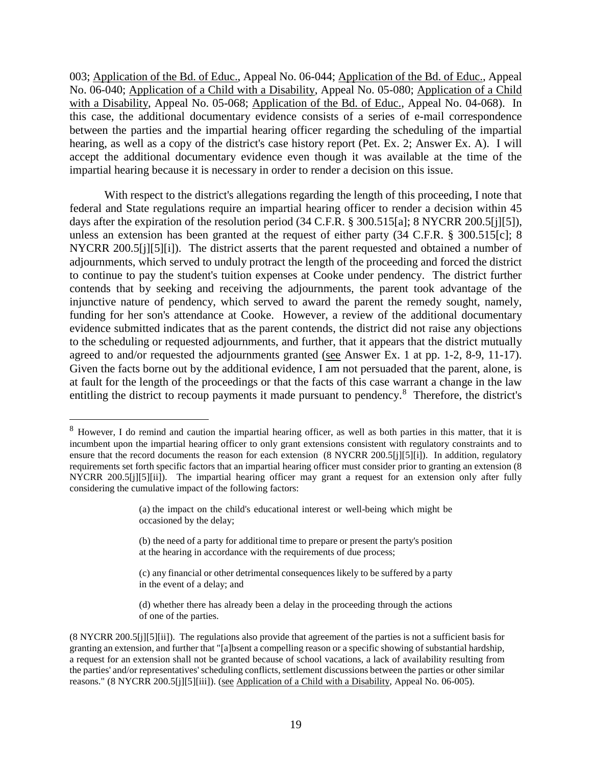003; Application of the Bd. of Educ., Appeal No. 06-044; Application of the Bd. of Educ., Appeal No. 06-040; Application of a Child with a Disability, Appeal No. 05-080; Application of a Child with a Disability, Appeal No. 05-068; Application of the Bd. of Educ., Appeal No. 04-068). In this case, the additional documentary evidence consists of a series of e-mail correspondence between the parties and the impartial hearing officer regarding the scheduling of the impartial hearing, as well as a copy of the district's case history report (Pet. Ex. 2; Answer Ex. A). I will accept the additional documentary evidence even though it was available at the time of the impartial hearing because it is necessary in order to render a decision on this issue.

With respect to the district's allegations regarding the length of this proceeding, I note that federal and State regulations require an impartial hearing officer to render a decision within 45 days after the expiration of the resolution period (34 C.F.R. § 300.515[a]; 8 NYCRR 200.5[j][5]), unless an extension has been granted at the request of either party (34 C.F.R. § 300.515[c]; 8 NYCRR 200.5[j][5][i]). The district asserts that the parent requested and obtained a number of adjournments, which served to unduly protract the length of the proceeding and forced the district to continue to pay the student's tuition expenses at Cooke under pendency. The district further contends that by seeking and receiving the adjournments, the parent took advantage of the injunctive nature of pendency, which served to award the parent the remedy sought, namely, funding for her son's attendance at Cooke. However, a review of the additional documentary evidence submitted indicates that as the parent contends, the district did not raise any objections to the scheduling or requested adjournments, and further, that it appears that the district mutually agreed to and/or requested the adjournments granted (see Answer Ex. 1 at pp. 1-2, 8-9, 11-17). Given the facts borne out by the additional evidence, I am not persuaded that the parent, alone, is at fault for the length of the proceedings or that the facts of this case warrant a change in the law entitling the district to recoup payments it made pursuant to pendency.[8] Therefore, the district's

---

[8] However, I do remind and caution the impartial hearing officer, as well as both parties in this matter, that it is incumbent upon the impartial hearing officer to only grant extensions consistent with regulatory constraints and to ensure that the record documents the reason for each extension (8 NYCRR 200.5[j][5][i]). In addition, regulatory requirements set forth specific factors that an impartial hearing officer must consider prior to granting an extension (8 NYCRR 200.5[j][5][ii]). The impartial hearing officer may grant a request for an extension only after fully considering the cumulative impact of the following factors:

> (a) the impact on the child's educational interest or well-being which might be occasioned by the delay;
>
> (b) the need of a party for additional time to prepare or present the party's position at the hearing in accordance with the requirements of due process;
>
> (c) any financial or other detrimental consequences likely to be suffered by a party in the event of a delay; and
>
> (d) whether there has already been a delay in the proceeding through the actions of one of the parties.

(8 NYCRR 200.5[j][5][ii]). The regulations also provide that agreement of the parties is not a sufficient basis for granting an extension, and further that "[a]bsent a compelling reason or a specific showing of substantial hardship, a request for an extension shall not be granted because of school vacations, a lack of availability resulting from the parties' and/or representatives' scheduling conflicts, settlement discussions between the parties or other similar reasons." (8 NYCRR 200.5[j][5][iii]). (see Application of a Child with a Disability, Appeal No. 06-005).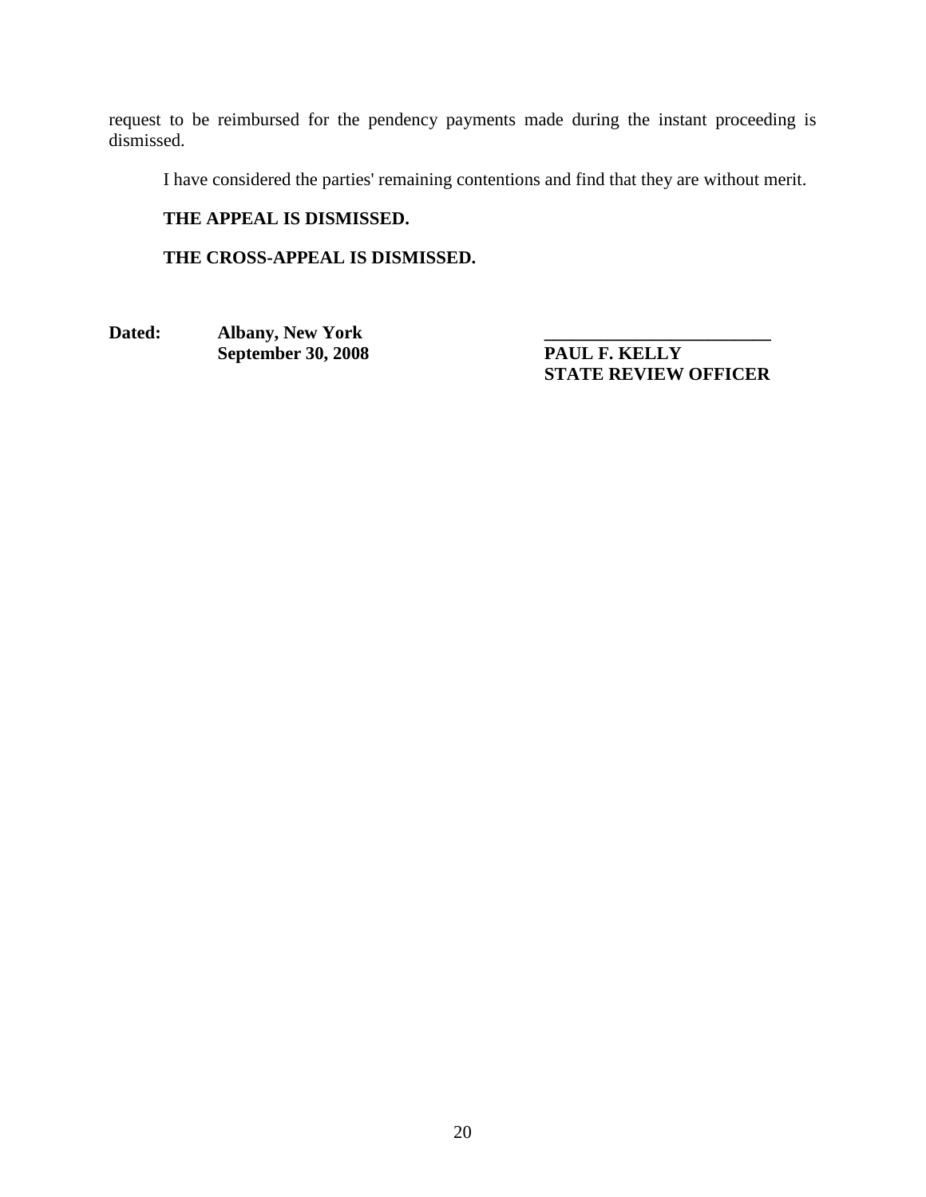request to be reimbursed for the pendency payments made during the instant proceeding is dismissed.

I have considered the parties' remaining contentions and find that they are without merit.

**THE APPEAL IS DISMISSED.**

**THE CROSS-APPEAL IS DISMISSED.**

**Dated:** **Albany, New York**
**September 30, 2008**

\_\_\_\_\_\_\_\_\_\_\_\_\_\_\_\_\_\_\_\_\_\_\_\_\_\_
**PAUL F. KELLY**
**STATE REVIEW OFFICER**